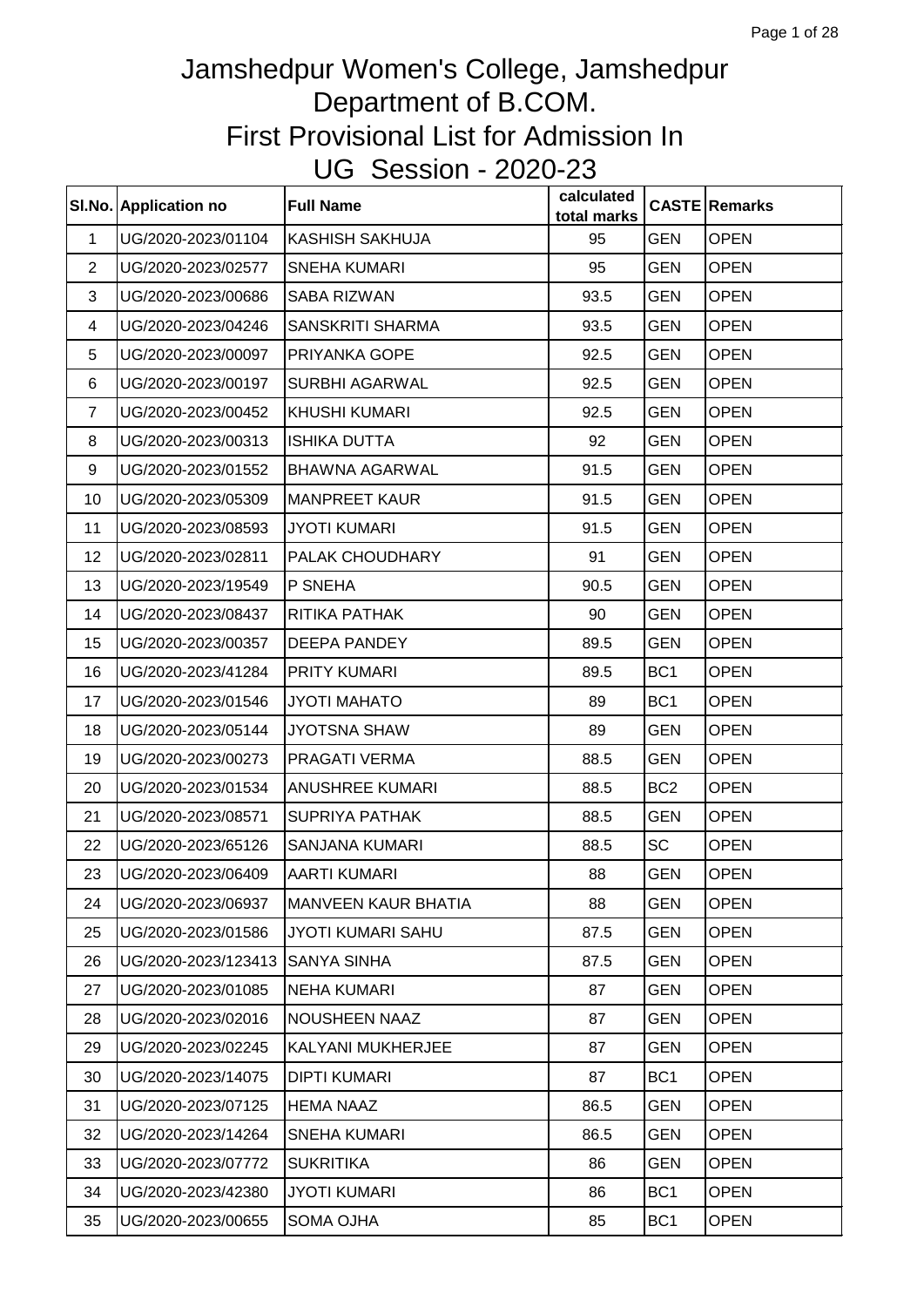# Jamshedpur Women's College, Jamshedpur
# Department of B.COM.
# First Provisional List for Admission In
# UG Session - 2020-23

| Sl.No. | Application no | Full Name | calculated total marks | CASTE | Remarks |
|---|---|---|---|---|---|
| 1 | UG/2020-2023/01104 | KASHISH SAKHUJA | 95 | GEN | OPEN |
| 2 | UG/2020-2023/02577 | SNEHA KUMARI | 95 | GEN | OPEN |
| 3 | UG/2020-2023/00686 | SABA RIZWAN | 93.5 | GEN | OPEN |
| 4 | UG/2020-2023/04246 | SANSKRITI SHARMA | 93.5 | GEN | OPEN |
| 5 | UG/2020-2023/00097 | PRIYANKA GOPE | 92.5 | GEN | OPEN |
| 6 | UG/2020-2023/00197 | SURBHI AGARWAL | 92.5 | GEN | OPEN |
| 7 | UG/2020-2023/00452 | KHUSHI KUMARI | 92.5 | GEN | OPEN |
| 8 | UG/2020-2023/00313 | ISHIKA DUTTA | 92 | GEN | OPEN |
| 9 | UG/2020-2023/01552 | BHAWNA AGARWAL | 91.5 | GEN | OPEN |
| 10 | UG/2020-2023/05309 | MANPREET KAUR | 91.5 | GEN | OPEN |
| 11 | UG/2020-2023/08593 | JYOTI KUMARI | 91.5 | GEN | OPEN |
| 12 | UG/2020-2023/02811 | PALAK CHOUDHARY | 91 | GEN | OPEN |
| 13 | UG/2020-2023/19549 | P SNEHA | 90.5 | GEN | OPEN |
| 14 | UG/2020-2023/08437 | RITIKA PATHAK | 90 | GEN | OPEN |
| 15 | UG/2020-2023/00357 | DEEPA PANDEY | 89.5 | GEN | OPEN |
| 16 | UG/2020-2023/41284 | PRITY KUMARI | 89.5 | BC1 | OPEN |
| 17 | UG/2020-2023/01546 | JYOTI MAHATO | 89 | BC1 | OPEN |
| 18 | UG/2020-2023/05144 | JYOTSNA SHAW | 89 | GEN | OPEN |
| 19 | UG/2020-2023/00273 | PRAGATI VERMA | 88.5 | GEN | OPEN |
| 20 | UG/2020-2023/01534 | ANUSHREE KUMARI | 88.5 | BC2 | OPEN |
| 21 | UG/2020-2023/08571 | SUPRIYA PATHAK | 88.5 | GEN | OPEN |
| 22 | UG/2020-2023/65126 | SANJANA KUMARI | 88.5 | SC | OPEN |
| 23 | UG/2020-2023/06409 | AARTI KUMARI | 88 | GEN | OPEN |
| 24 | UG/2020-2023/06937 | MANVEEN KAUR BHATIA | 88 | GEN | OPEN |
| 25 | UG/2020-2023/01586 | JYOTI KUMARI SAHU | 87.5 | GEN | OPEN |
| 26 | UG/2020-2023/123413 | SANYA SINHA | 87.5 | GEN | OPEN |
| 27 | UG/2020-2023/01085 | NEHA KUMARI | 87 | GEN | OPEN |
| 28 | UG/2020-2023/02016 | NOUSHEEN NAAZ | 87 | GEN | OPEN |
| 29 | UG/2020-2023/02245 | KALYANI MUKHERJEE | 87 | GEN | OPEN |
| 30 | UG/2020-2023/14075 | DIPTI KUMARI | 87 | BC1 | OPEN |
| 31 | UG/2020-2023/07125 | HEMA NAAZ | 86.5 | GEN | OPEN |
| 32 | UG/2020-2023/14264 | SNEHA KUMARI | 86.5 | GEN | OPEN |
| 33 | UG/2020-2023/07772 | SUKRITIKA | 86 | GEN | OPEN |
| 34 | UG/2020-2023/42380 | JYOTI KUMARI | 86 | BC1 | OPEN |
| 35 | UG/2020-2023/00655 | SOMA OJHA | 85 | BC1 | OPEN |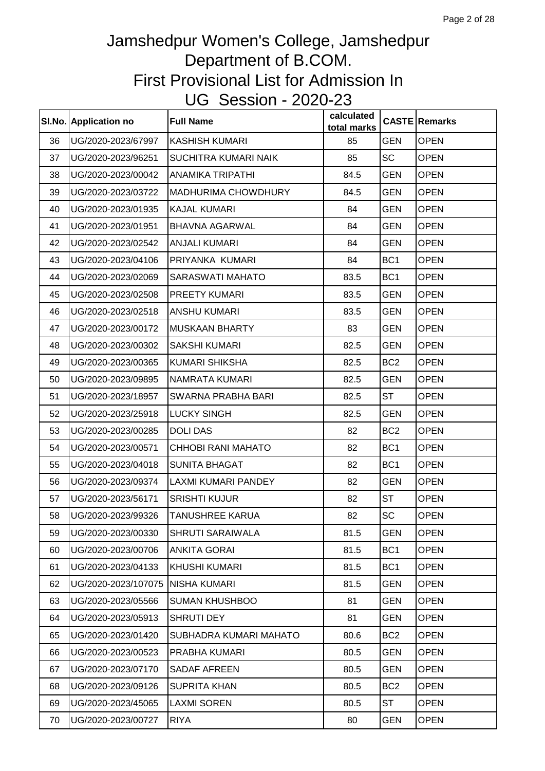# Jamshedpur Women's College, Jamshedpur
## Department of B.COM.
## First Provisional List for Admission In
## UG Session - 2020-23

| Sl.No. | Application no | Full Name | calculated total marks | CASTE | Remarks |
|---|---|---|---|---|---|
| 36 | UG/2020-2023/67997 | KASHISH KUMARI | 85 | GEN | OPEN |
| 37 | UG/2020-2023/96251 | SUCHITRA KUMARI NAIK | 85 | SC | OPEN |
| 38 | UG/2020-2023/00042 | ANAMIKA TRIPATHI | 84.5 | GEN | OPEN |
| 39 | UG/2020-2023/03722 | MADHURIMA CHOWDHURY | 84.5 | GEN | OPEN |
| 40 | UG/2020-2023/01935 | KAJAL KUMARI | 84 | GEN | OPEN |
| 41 | UG/2020-2023/01951 | BHAVNA AGARWAL | 84 | GEN | OPEN |
| 42 | UG/2020-2023/02542 | ANJALI KUMARI | 84 | GEN | OPEN |
| 43 | UG/2020-2023/04106 | PRIYANKA KUMARI | 84 | BC1 | OPEN |
| 44 | UG/2020-2023/02069 | SARASWATI MAHATO | 83.5 | BC1 | OPEN |
| 45 | UG/2020-2023/02508 | PREETY KUMARI | 83.5 | GEN | OPEN |
| 46 | UG/2020-2023/02518 | ANSHU KUMARI | 83.5 | GEN | OPEN |
| 47 | UG/2020-2023/00172 | MUSKAAN BHARTY | 83 | GEN | OPEN |
| 48 | UG/2020-2023/00302 | SAKSHI KUMARI | 82.5 | GEN | OPEN |
| 49 | UG/2020-2023/00365 | KUMARI SHIKSHA | 82.5 | BC2 | OPEN |
| 50 | UG/2020-2023/09895 | NAMRATA KUMARI | 82.5 | GEN | OPEN |
| 51 | UG/2020-2023/18957 | SWARNA PRABHA BARI | 82.5 | ST | OPEN |
| 52 | UG/2020-2023/25918 | LUCKY SINGH | 82.5 | GEN | OPEN |
| 53 | UG/2020-2023/00285 | DOLI DAS | 82 | BC2 | OPEN |
| 54 | UG/2020-2023/00571 | CHHOBI RANI MAHATO | 82 | BC1 | OPEN |
| 55 | UG/2020-2023/04018 | SUNITA BHAGAT | 82 | BC1 | OPEN |
| 56 | UG/2020-2023/09374 | LAXMI KUMARI PANDEY | 82 | GEN | OPEN |
| 57 | UG/2020-2023/56171 | SRISHTI KUJUR | 82 | ST | OPEN |
| 58 | UG/2020-2023/99326 | TANUSHREE KARUA | 82 | SC | OPEN |
| 59 | UG/2020-2023/00330 | SHRUTI SARAIWALA | 81.5 | GEN | OPEN |
| 60 | UG/2020-2023/00706 | ANKITA GORAI | 81.5 | BC1 | OPEN |
| 61 | UG/2020-2023/04133 | KHUSHI KUMARI | 81.5 | BC1 | OPEN |
| 62 | UG/2020-2023/107075 | NISHA KUMARI | 81.5 | GEN | OPEN |
| 63 | UG/2020-2023/05566 | SUMAN KHUSHBOO | 81 | GEN | OPEN |
| 64 | UG/2020-2023/05913 | SHRUTI DEY | 81 | GEN | OPEN |
| 65 | UG/2020-2023/01420 | SUBHADRA KUMARI MAHATO | 80.6 | BC2 | OPEN |
| 66 | UG/2020-2023/00523 | PRABHA KUMARI | 80.5 | GEN | OPEN |
| 67 | UG/2020-2023/07170 | SADAF AFREEN | 80.5 | GEN | OPEN |
| 68 | UG/2020-2023/09126 | SUPRITA KHAN | 80.5 | BC2 | OPEN |
| 69 | UG/2020-2023/45065 | LAXMI SOREN | 80.5 | ST | OPEN |
| 70 | UG/2020-2023/00727 | RIYA | 80 | GEN | OPEN |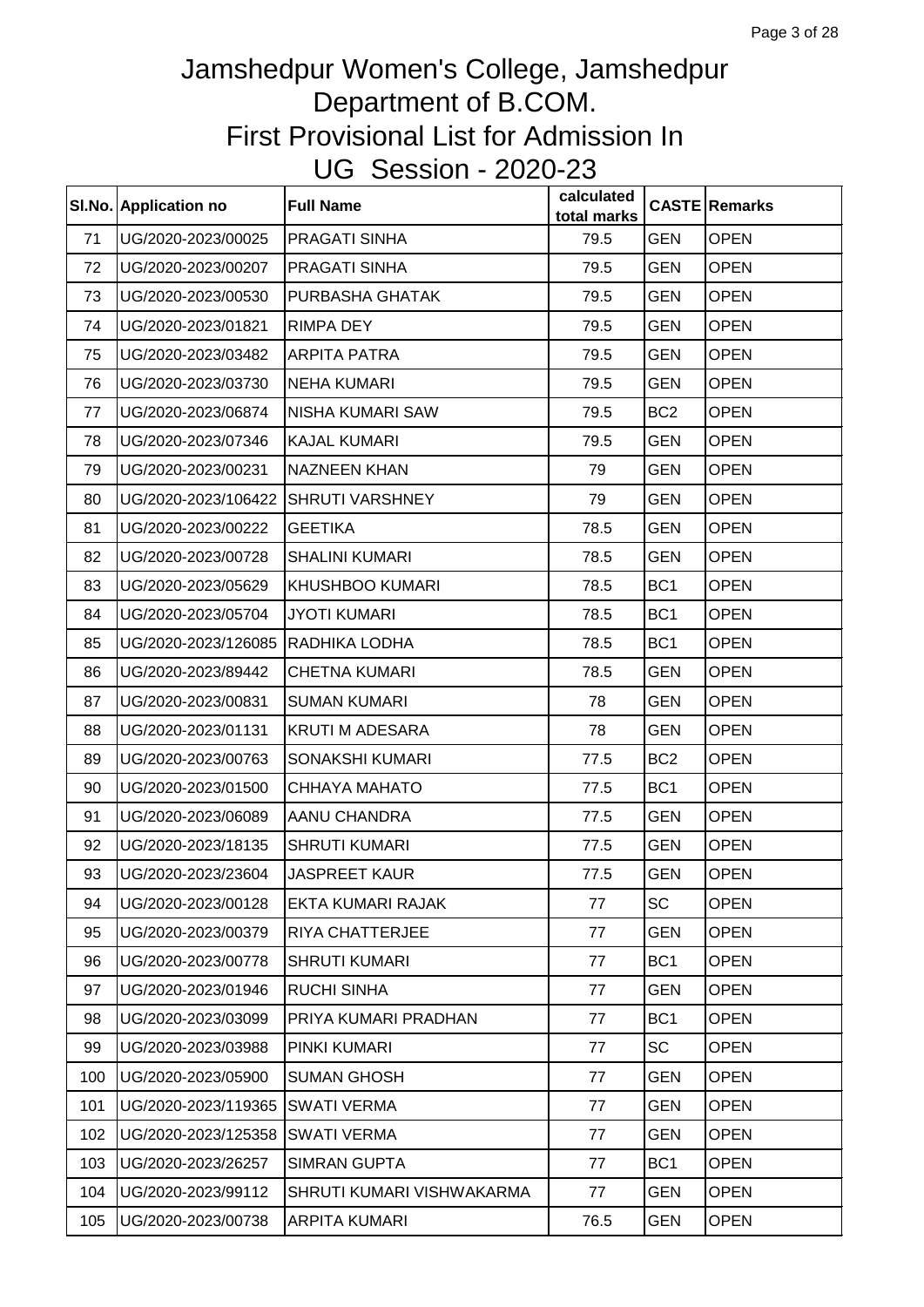# Jamshedpur Women's College, Jamshedpur
# Department of B.COM.
# First Provisional List for Admission In
# UG Session - 2020-23

| Sl.No. | Application no | Full Name | calculated total marks | CASTE | Remarks |
|---|---|---|---|---|---|
| 71 | UG/2020-2023/00025 | PRAGATI SINHA | 79.5 | GEN | OPEN |
| 72 | UG/2020-2023/00207 | PRAGATI SINHA | 79.5 | GEN | OPEN |
| 73 | UG/2020-2023/00530 | PURBASHA GHATAK | 79.5 | GEN | OPEN |
| 74 | UG/2020-2023/01821 | RIMPA DEY | 79.5 | GEN | OPEN |
| 75 | UG/2020-2023/03482 | ARPITA PATRA | 79.5 | GEN | OPEN |
| 76 | UG/2020-2023/03730 | NEHA KUMARI | 79.5 | GEN | OPEN |
| 77 | UG/2020-2023/06874 | NISHA KUMARI SAW | 79.5 | BC2 | OPEN |
| 78 | UG/2020-2023/07346 | KAJAL KUMARI | 79.5 | GEN | OPEN |
| 79 | UG/2020-2023/00231 | NAZNEEN KHAN | 79 | GEN | OPEN |
| 80 | UG/2020-2023/106422 | SHRUTI VARSHNEY | 79 | GEN | OPEN |
| 81 | UG/2020-2023/00222 | GEETIKA | 78.5 | GEN | OPEN |
| 82 | UG/2020-2023/00728 | SHALINI KUMARI | 78.5 | GEN | OPEN |
| 83 | UG/2020-2023/05629 | KHUSHBOO KUMARI | 78.5 | BC1 | OPEN |
| 84 | UG/2020-2023/05704 | JYOTI KUMARI | 78.5 | BC1 | OPEN |
| 85 | UG/2020-2023/126085 | RADHIKA LODHA | 78.5 | BC1 | OPEN |
| 86 | UG/2020-2023/89442 | CHETNA KUMARI | 78.5 | GEN | OPEN |
| 87 | UG/2020-2023/00831 | SUMAN KUMARI | 78 | GEN | OPEN |
| 88 | UG/2020-2023/01131 | KRUTI M ADESARA | 78 | GEN | OPEN |
| 89 | UG/2020-2023/00763 | SONAKSHI KUMARI | 77.5 | BC2 | OPEN |
| 90 | UG/2020-2023/01500 | CHHAYA MAHATO | 77.5 | BC1 | OPEN |
| 91 | UG/2020-2023/06089 | AANU CHANDRA | 77.5 | GEN | OPEN |
| 92 | UG/2020-2023/18135 | SHRUTI KUMARI | 77.5 | GEN | OPEN |
| 93 | UG/2020-2023/23604 | JASPREET KAUR | 77.5 | GEN | OPEN |
| 94 | UG/2020-2023/00128 | EKTA KUMARI RAJAK | 77 | SC | OPEN |
| 95 | UG/2020-2023/00379 | RIYA CHATTERJEE | 77 | GEN | OPEN |
| 96 | UG/2020-2023/00778 | SHRUTI KUMARI | 77 | BC1 | OPEN |
| 97 | UG/2020-2023/01946 | RUCHI SINHA | 77 | GEN | OPEN |
| 98 | UG/2020-2023/03099 | PRIYA KUMARI PRADHAN | 77 | BC1 | OPEN |
| 99 | UG/2020-2023/03988 | PINKI KUMARI | 77 | SC | OPEN |
| 100 | UG/2020-2023/05900 | SUMAN GHOSH | 77 | GEN | OPEN |
| 101 | UG/2020-2023/119365 | SWATI VERMA | 77 | GEN | OPEN |
| 102 | UG/2020-2023/125358 | SWATI VERMA | 77 | GEN | OPEN |
| 103 | UG/2020-2023/26257 | SIMRAN GUPTA | 77 | BC1 | OPEN |
| 104 | UG/2020-2023/99112 | SHRUTI KUMARI VISHWAKARMA | 77 | GEN | OPEN |
| 105 | UG/2020-2023/00738 | ARPITA KUMARI | 76.5 | GEN | OPEN |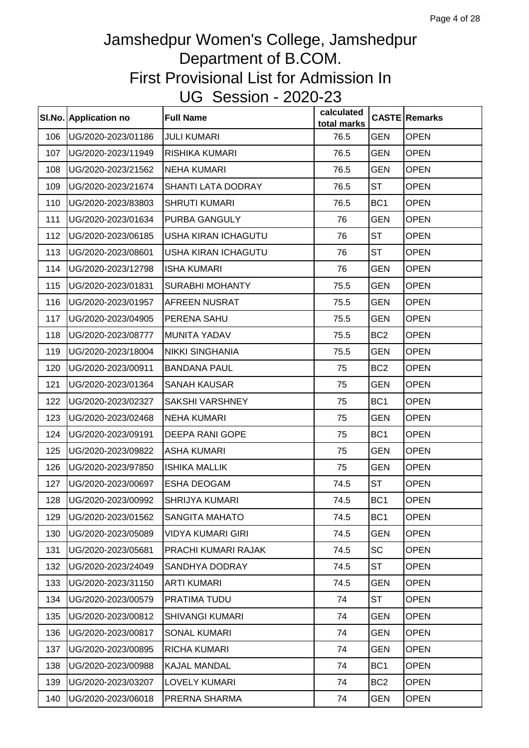# Jamshedpur Women's College, Jamshedpur
## Department of B.COM.
## First Provisional List for Admission In
## UG Session - 2020-23

| Sl.No. | Application no | Full Name | calculated total marks | CASTE | Remarks |
|---|---|---|---|---|---|
| 106 | UG/2020-2023/01186 | JULI KUMARI | 76.5 | GEN | OPEN |
| 107 | UG/2020-2023/11949 | RISHIKA KUMARI | 76.5 | GEN | OPEN |
| 108 | UG/2020-2023/21562 | NEHA KUMARI | 76.5 | GEN | OPEN |
| 109 | UG/2020-2023/21674 | SHANTI LATA DODRAY | 76.5 | ST | OPEN |
| 110 | UG/2020-2023/83803 | SHRUTI KUMARI | 76.5 | BC1 | OPEN |
| 111 | UG/2020-2023/01634 | PURBA GANGULY | 76 | GEN | OPEN |
| 112 | UG/2020-2023/06185 | USHA KIRAN ICHAGUTU | 76 | ST | OPEN |
| 113 | UG/2020-2023/08601 | USHA KIRAN ICHAGUTU | 76 | ST | OPEN |
| 114 | UG/2020-2023/12798 | ISHA KUMARI | 76 | GEN | OPEN |
| 115 | UG/2020-2023/01831 | SURABHI MOHANTY | 75.5 | GEN | OPEN |
| 116 | UG/2020-2023/01957 | AFREEN NUSRAT | 75.5 | GEN | OPEN |
| 117 | UG/2020-2023/04905 | PERENA SAHU | 75.5 | GEN | OPEN |
| 118 | UG/2020-2023/08777 | MUNITA YADAV | 75.5 | BC2 | OPEN |
| 119 | UG/2020-2023/18004 | NIKKI SINGHANIA | 75.5 | GEN | OPEN |
| 120 | UG/2020-2023/00911 | BANDANA PAUL | 75 | BC2 | OPEN |
| 121 | UG/2020-2023/01364 | SANAH KAUSAR | 75 | GEN | OPEN |
| 122 | UG/2020-2023/02327 | SAKSHI VARSHNEY | 75 | BC1 | OPEN |
| 123 | UG/2020-2023/02468 | NEHA KUMARI | 75 | GEN | OPEN |
| 124 | UG/2020-2023/09191 | DEEPA RANI GOPE | 75 | BC1 | OPEN |
| 125 | UG/2020-2023/09822 | ASHA KUMARI | 75 | GEN | OPEN |
| 126 | UG/2020-2023/97850 | ISHIKA MALLIK | 75 | GEN | OPEN |
| 127 | UG/2020-2023/00697 | ESHA DEOGAM | 74.5 | ST | OPEN |
| 128 | UG/2020-2023/00992 | SHRIJYA KUMARI | 74.5 | BC1 | OPEN |
| 129 | UG/2020-2023/01562 | SANGITA MAHATO | 74.5 | BC1 | OPEN |
| 130 | UG/2020-2023/05089 | VIDYA KUMARI GIRI | 74.5 | GEN | OPEN |
| 131 | UG/2020-2023/05681 | PRACHI KUMARI RAJAK | 74.5 | SC | OPEN |
| 132 | UG/2020-2023/24049 | SANDHYA DODRAY | 74.5 | ST | OPEN |
| 133 | UG/2020-2023/31150 | ARTI KUMARI | 74.5 | GEN | OPEN |
| 134 | UG/2020-2023/00579 | PRATIMA TUDU | 74 | ST | OPEN |
| 135 | UG/2020-2023/00812 | SHIVANGI KUMARI | 74 | GEN | OPEN |
| 136 | UG/2020-2023/00817 | SONAL KUMARI | 74 | GEN | OPEN |
| 137 | UG/2020-2023/00895 | RICHA KUMARI | 74 | GEN | OPEN |
| 138 | UG/2020-2023/00988 | KAJAL MANDAL | 74 | BC1 | OPEN |
| 139 | UG/2020-2023/03207 | LOVELY KUMARI | 74 | BC2 | OPEN |
| 140 | UG/2020-2023/06018 | PRERNA SHARMA | 74 | GEN | OPEN |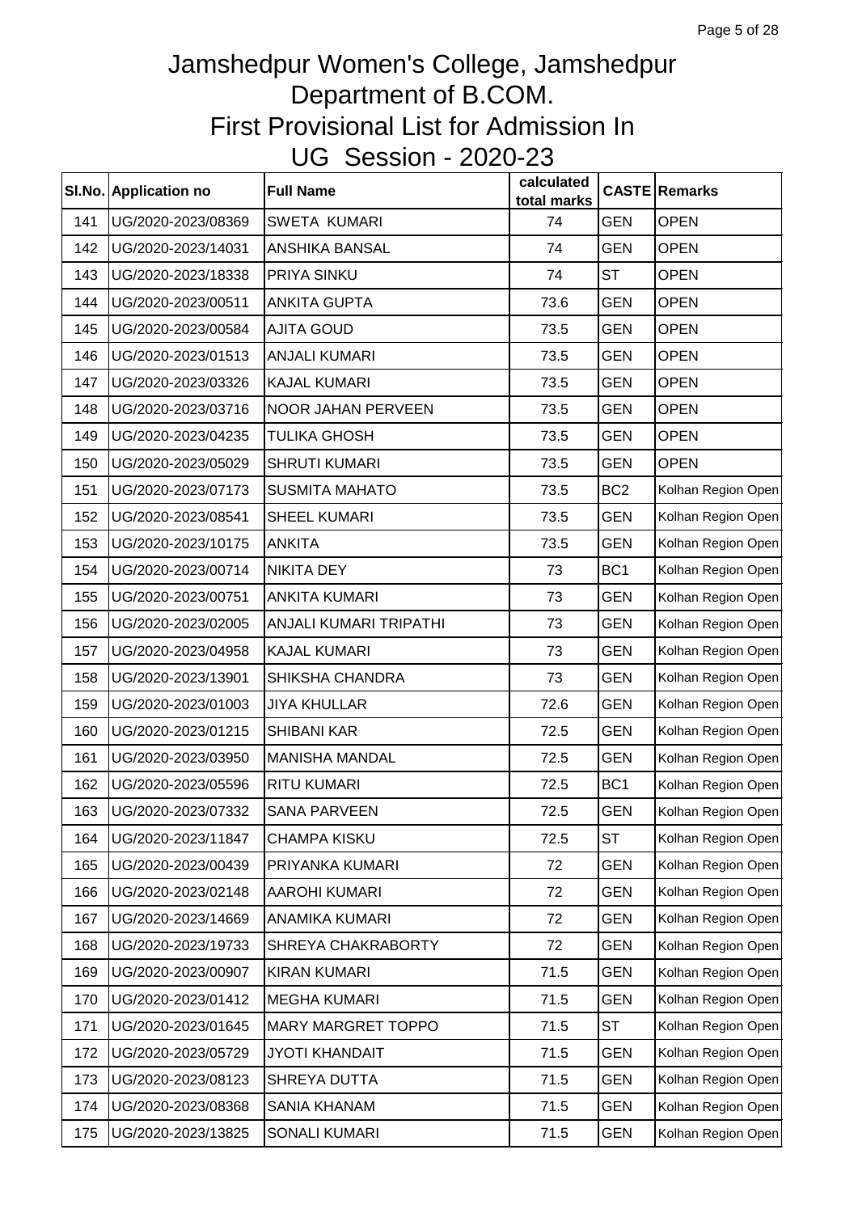# Jamshedpur Women's College, Jamshedpur
# Department of B.COM.
# First Provisional List for Admission In
# UG Session - 2020-23

| Sl.No. | Application no | Full Name | calculated total marks | CASTE | Remarks |
|---|---|---|---|---|---|
| 141 | UG/2020-2023/08369 | SWETA KUMARI | 74 | GEN | OPEN |
| 142 | UG/2020-2023/14031 | ANSHIKA BANSAL | 74 | GEN | OPEN |
| 143 | UG/2020-2023/18338 | PRIYA SINKU | 74 | ST | OPEN |
| 144 | UG/2020-2023/00511 | ANKITA GUPTA | 73.6 | GEN | OPEN |
| 145 | UG/2020-2023/00584 | AJITA GOUD | 73.5 | GEN | OPEN |
| 146 | UG/2020-2023/01513 | ANJALI KUMARI | 73.5 | GEN | OPEN |
| 147 | UG/2020-2023/03326 | KAJAL KUMARI | 73.5 | GEN | OPEN |
| 148 | UG/2020-2023/03716 | NOOR JAHAN PERVEEN | 73.5 | GEN | OPEN |
| 149 | UG/2020-2023/04235 | TULIKA GHOSH | 73.5 | GEN | OPEN |
| 150 | UG/2020-2023/05029 | SHRUTI KUMARI | 73.5 | GEN | OPEN |
| 151 | UG/2020-2023/07173 | SUSMITA MAHATO | 73.5 | BC2 | Kolhan Region Open |
| 152 | UG/2020-2023/08541 | SHEEL KUMARI | 73.5 | GEN | Kolhan Region Open |
| 153 | UG/2020-2023/10175 | ANKITA | 73.5 | GEN | Kolhan Region Open |
| 154 | UG/2020-2023/00714 | NIKITA DEY | 73 | BC1 | Kolhan Region Open |
| 155 | UG/2020-2023/00751 | ANKITA KUMARI | 73 | GEN | Kolhan Region Open |
| 156 | UG/2020-2023/02005 | ANJALI KUMARI TRIPATHI | 73 | GEN | Kolhan Region Open |
| 157 | UG/2020-2023/04958 | KAJAL KUMARI | 73 | GEN | Kolhan Region Open |
| 158 | UG/2020-2023/13901 | SHIKSHA CHANDRA | 73 | GEN | Kolhan Region Open |
| 159 | UG/2020-2023/01003 | JIYA KHULLAR | 72.6 | GEN | Kolhan Region Open |
| 160 | UG/2020-2023/01215 | SHIBANI KAR | 72.5 | GEN | Kolhan Region Open |
| 161 | UG/2020-2023/03950 | MANISHA MANDAL | 72.5 | GEN | Kolhan Region Open |
| 162 | UG/2020-2023/05596 | RITU KUMARI | 72.5 | BC1 | Kolhan Region Open |
| 163 | UG/2020-2023/07332 | SANA PARVEEN | 72.5 | GEN | Kolhan Region Open |
| 164 | UG/2020-2023/11847 | CHAMPA KISKU | 72.5 | ST | Kolhan Region Open |
| 165 | UG/2020-2023/00439 | PRIYANKA KUMARI | 72 | GEN | Kolhan Region Open |
| 166 | UG/2020-2023/02148 | AAROHI KUMARI | 72 | GEN | Kolhan Region Open |
| 167 | UG/2020-2023/14669 | ANAMIKA KUMARI | 72 | GEN | Kolhan Region Open |
| 168 | UG/2020-2023/19733 | SHREYA CHAKRABORTY | 72 | GEN | Kolhan Region Open |
| 169 | UG/2020-2023/00907 | KIRAN KUMARI | 71.5 | GEN | Kolhan Region Open |
| 170 | UG/2020-2023/01412 | MEGHA KUMARI | 71.5 | GEN | Kolhan Region Open |
| 171 | UG/2020-2023/01645 | MARY MARGRET TOPPO | 71.5 | ST | Kolhan Region Open |
| 172 | UG/2020-2023/05729 | JYOTI KHANDAIT | 71.5 | GEN | Kolhan Region Open |
| 173 | UG/2020-2023/08123 | SHREYA DUTTA | 71.5 | GEN | Kolhan Region Open |
| 174 | UG/2020-2023/08368 | SANIA KHANAM | 71.5 | GEN | Kolhan Region Open |
| 175 | UG/2020-2023/13825 | SONALI KUMARI | 71.5 | GEN | Kolhan Region Open |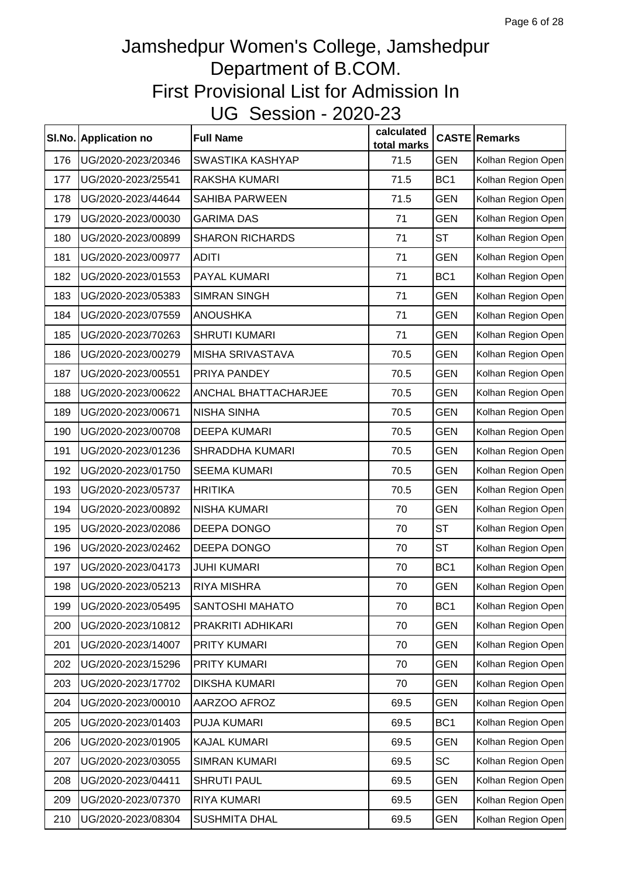# Jamshedpur Women's College, Jamshedpur
# Department of B.COM.
# First Provisional List for Admission In
# UG Session - 2020-23

| Sl.No. | Application no | Full Name | calculated total marks | CASTE | Remarks |
|---|---|---|---|---|---|
| 176 | UG/2020-2023/20346 | SWASTIKA KASHYAP | 71.5 | GEN | Kolhan Region Open |
| 177 | UG/2020-2023/25541 | RAKSHA KUMARI | 71.5 | BC1 | Kolhan Region Open |
| 178 | UG/2020-2023/44644 | SAHIBA PARWEEN | 71.5 | GEN | Kolhan Region Open |
| 179 | UG/2020-2023/00030 | GARIMA DAS | 71 | GEN | Kolhan Region Open |
| 180 | UG/2020-2023/00899 | SHARON RICHARDS | 71 | ST | Kolhan Region Open |
| 181 | UG/2020-2023/00977 | ADITI | 71 | GEN | Kolhan Region Open |
| 182 | UG/2020-2023/01553 | PAYAL KUMARI | 71 | BC1 | Kolhan Region Open |
| 183 | UG/2020-2023/05383 | SIMRAN SINGH | 71 | GEN | Kolhan Region Open |
| 184 | UG/2020-2023/07559 | ANOUSHKA | 71 | GEN | Kolhan Region Open |
| 185 | UG/2020-2023/70263 | SHRUTI KUMARI | 71 | GEN | Kolhan Region Open |
| 186 | UG/2020-2023/00279 | MISHA SRIVASTAVA | 70.5 | GEN | Kolhan Region Open |
| 187 | UG/2020-2023/00551 | PRIYA PANDEY | 70.5 | GEN | Kolhan Region Open |
| 188 | UG/2020-2023/00622 | ANCHAL BHATTACHARJEE | 70.5 | GEN | Kolhan Region Open |
| 189 | UG/2020-2023/00671 | NISHA SINHA | 70.5 | GEN | Kolhan Region Open |
| 190 | UG/2020-2023/00708 | DEEPA KUMARI | 70.5 | GEN | Kolhan Region Open |
| 191 | UG/2020-2023/01236 | SHRADDHA KUMARI | 70.5 | GEN | Kolhan Region Open |
| 192 | UG/2020-2023/01750 | SEEMA KUMARI | 70.5 | GEN | Kolhan Region Open |
| 193 | UG/2020-2023/05737 | HRITIKA | 70.5 | GEN | Kolhan Region Open |
| 194 | UG/2020-2023/00892 | NISHA KUMARI | 70 | GEN | Kolhan Region Open |
| 195 | UG/2020-2023/02086 | DEEPA DONGO | 70 | ST | Kolhan Region Open |
| 196 | UG/2020-2023/02462 | DEEPA DONGO | 70 | ST | Kolhan Region Open |
| 197 | UG/2020-2023/04173 | JUHI KUMARI | 70 | BC1 | Kolhan Region Open |
| 198 | UG/2020-2023/05213 | RIYA MISHRA | 70 | GEN | Kolhan Region Open |
| 199 | UG/2020-2023/05495 | SANTOSHI MAHATO | 70 | BC1 | Kolhan Region Open |
| 200 | UG/2020-2023/10812 | PRAKRITI ADHIKARI | 70 | GEN | Kolhan Region Open |
| 201 | UG/2020-2023/14007 | PRITY KUMARI | 70 | GEN | Kolhan Region Open |
| 202 | UG/2020-2023/15296 | PRITY KUMARI | 70 | GEN | Kolhan Region Open |
| 203 | UG/2020-2023/17702 | DIKSHA KUMARI | 70 | GEN | Kolhan Region Open |
| 204 | UG/2020-2023/00010 | AARZOO AFROZ | 69.5 | GEN | Kolhan Region Open |
| 205 | UG/2020-2023/01403 | PUJA KUMARI | 69.5 | BC1 | Kolhan Region Open |
| 206 | UG/2020-2023/01905 | KAJAL KUMARI | 69.5 | GEN | Kolhan Region Open |
| 207 | UG/2020-2023/03055 | SIMRAN KUMARI | 69.5 | SC | Kolhan Region Open |
| 208 | UG/2020-2023/04411 | SHRUTI PAUL | 69.5 | GEN | Kolhan Region Open |
| 209 | UG/2020-2023/07370 | RIYA KUMARI | 69.5 | GEN | Kolhan Region Open |
| 210 | UG/2020-2023/08304 | SUSHMITA DHAL | 69.5 | GEN | Kolhan Region Open |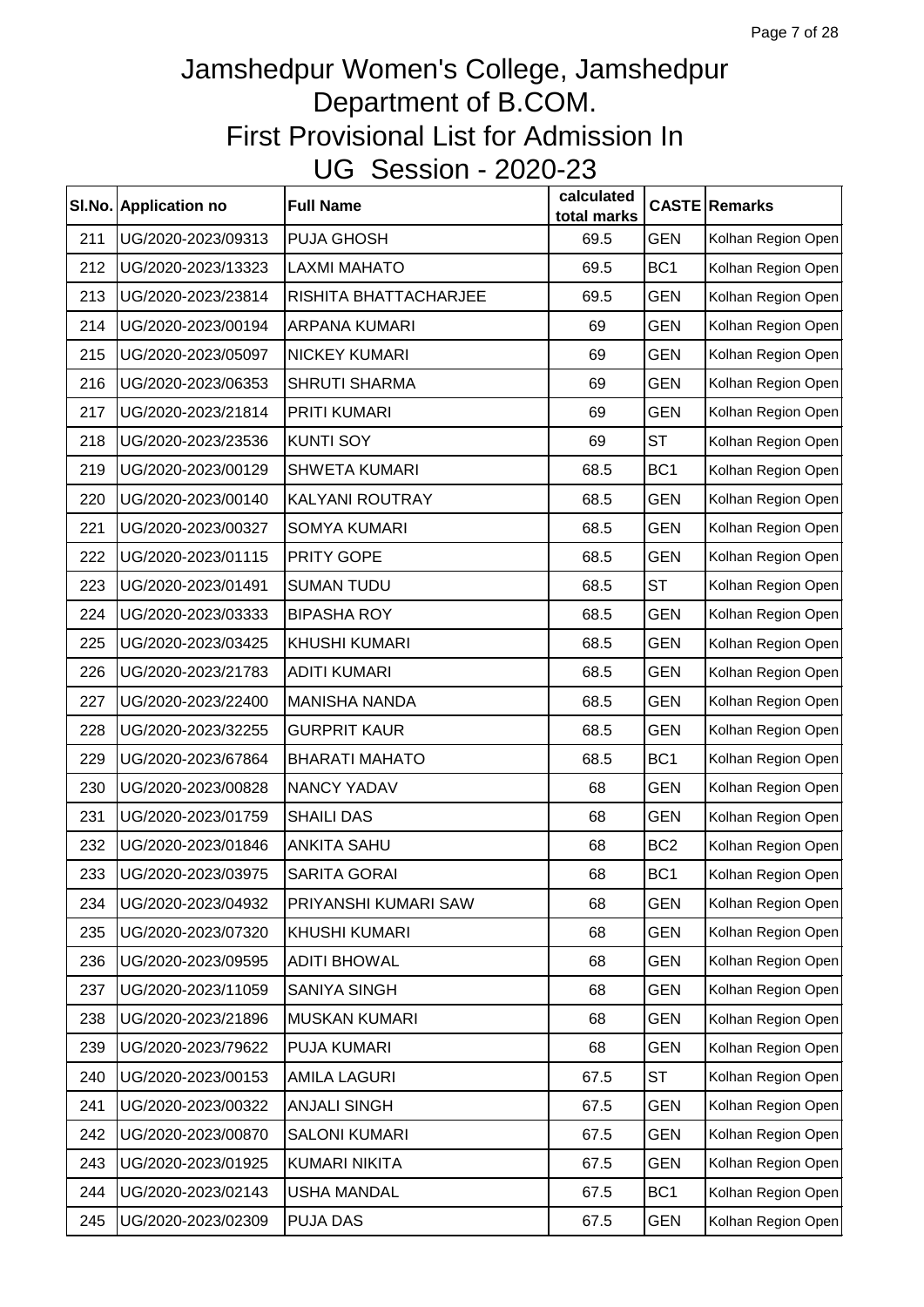# Jamshedpur Women's College, Jamshedpur
## Department of B.COM.
## First Provisional List for Admission In
## UG Session - 2020-23

| Sl.No. | Application no | Full Name | calculated total marks | CASTE | Remarks |
|---|---|---|---|---|---|
| 211 | UG/2020-2023/09313 | PUJA GHOSH | 69.5 | GEN | Kolhan Region Open |
| 212 | UG/2020-2023/13323 | LAXMI MAHATO | 69.5 | BC1 | Kolhan Region Open |
| 213 | UG/2020-2023/23814 | RISHITA BHATTACHARJEE | 69.5 | GEN | Kolhan Region Open |
| 214 | UG/2020-2023/00194 | ARPANA KUMARI | 69 | GEN | Kolhan Region Open |
| 215 | UG/2020-2023/05097 | NICKEY KUMARI | 69 | GEN | Kolhan Region Open |
| 216 | UG/2020-2023/06353 | SHRUTI SHARMA | 69 | GEN | Kolhan Region Open |
| 217 | UG/2020-2023/21814 | PRITI KUMARI | 69 | GEN | Kolhan Region Open |
| 218 | UG/2020-2023/23536 | KUNTI SOY | 69 | ST | Kolhan Region Open |
| 219 | UG/2020-2023/00129 | SHWETA KUMARI | 68.5 | BC1 | Kolhan Region Open |
| 220 | UG/2020-2023/00140 | KALYANI ROUTRAY | 68.5 | GEN | Kolhan Region Open |
| 221 | UG/2020-2023/00327 | SOMYA KUMARI | 68.5 | GEN | Kolhan Region Open |
| 222 | UG/2020-2023/01115 | PRITY GOPE | 68.5 | GEN | Kolhan Region Open |
| 223 | UG/2020-2023/01491 | SUMAN TUDU | 68.5 | ST | Kolhan Region Open |
| 224 | UG/2020-2023/03333 | BIPASHA ROY | 68.5 | GEN | Kolhan Region Open |
| 225 | UG/2020-2023/03425 | KHUSHI KUMARI | 68.5 | GEN | Kolhan Region Open |
| 226 | UG/2020-2023/21783 | ADITI KUMARI | 68.5 | GEN | Kolhan Region Open |
| 227 | UG/2020-2023/22400 | MANISHA NANDA | 68.5 | GEN | Kolhan Region Open |
| 228 | UG/2020-2023/32255 | GURPRIT KAUR | 68.5 | GEN | Kolhan Region Open |
| 229 | UG/2020-2023/67864 | BHARATI MAHATO | 68.5 | BC1 | Kolhan Region Open |
| 230 | UG/2020-2023/00828 | NANCY YADAV | 68 | GEN | Kolhan Region Open |
| 231 | UG/2020-2023/01759 | SHAILI DAS | 68 | GEN | Kolhan Region Open |
| 232 | UG/2020-2023/01846 | ANKITA SAHU | 68 | BC2 | Kolhan Region Open |
| 233 | UG/2020-2023/03975 | SARITA GORAI | 68 | BC1 | Kolhan Region Open |
| 234 | UG/2020-2023/04932 | PRIYANSHI KUMARI SAW | 68 | GEN | Kolhan Region Open |
| 235 | UG/2020-2023/07320 | KHUSHI KUMARI | 68 | GEN | Kolhan Region Open |
| 236 | UG/2020-2023/09595 | ADITI BHOWAL | 68 | GEN | Kolhan Region Open |
| 237 | UG/2020-2023/11059 | SANIYA SINGH | 68 | GEN | Kolhan Region Open |
| 238 | UG/2020-2023/21896 | MUSKAN KUMARI | 68 | GEN | Kolhan Region Open |
| 239 | UG/2020-2023/79622 | PUJA KUMARI | 68 | GEN | Kolhan Region Open |
| 240 | UG/2020-2023/00153 | AMILA LAGURI | 67.5 | ST | Kolhan Region Open |
| 241 | UG/2020-2023/00322 | ANJALI SINGH | 67.5 | GEN | Kolhan Region Open |
| 242 | UG/2020-2023/00870 | SALONI KUMARI | 67.5 | GEN | Kolhan Region Open |
| 243 | UG/2020-2023/01925 | KUMARI NIKITA | 67.5 | GEN | Kolhan Region Open |
| 244 | UG/2020-2023/02143 | USHA MANDAL | 67.5 | BC1 | Kolhan Region Open |
| 245 | UG/2020-2023/02309 | PUJA DAS | 67.5 | GEN | Kolhan Region Open |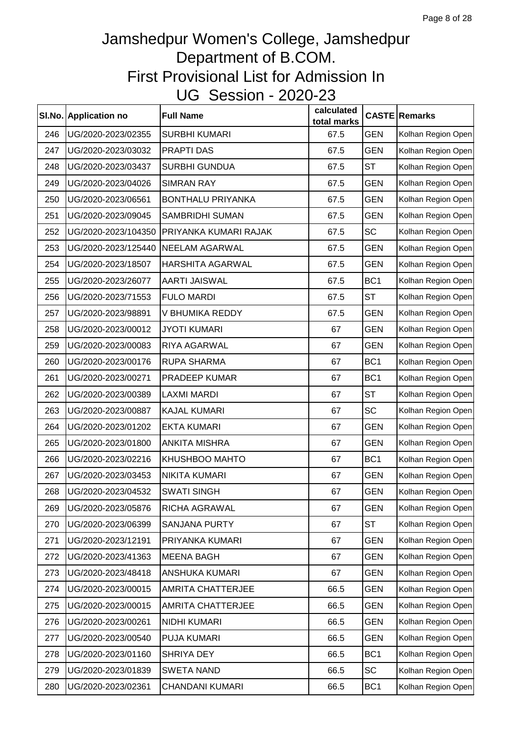# Jamshedpur Women's College, Jamshedpur
## Department of B.COM.
## First Provisional List for Admission In
## UG Session - 2020-23

| Sl.No. | Application no | Full Name | calculated total marks | CASTE | Remarks |
|---|---|---|---|---|---|
| 246 | UG/2020-2023/02355 | SURBHI KUMARI | 67.5 | GEN | Kolhan Region Open |
| 247 | UG/2020-2023/03032 | PRAPTI DAS | 67.5 | GEN | Kolhan Region Open |
| 248 | UG/2020-2023/03437 | SURBHI GUNDUA | 67.5 | ST | Kolhan Region Open |
| 249 | UG/2020-2023/04026 | SIMRAN RAY | 67.5 | GEN | Kolhan Region Open |
| 250 | UG/2020-2023/06561 | BONTHALU PRIYANKA | 67.5 | GEN | Kolhan Region Open |
| 251 | UG/2020-2023/09045 | SAMBRIDHI SUMAN | 67.5 | GEN | Kolhan Region Open |
| 252 | UG/2020-2023/104350 | PRIYANKA KUMARI RAJAK | 67.5 | SC | Kolhan Region Open |
| 253 | UG/2020-2023/125440 | NEELAM AGARWAL | 67.5 | GEN | Kolhan Region Open |
| 254 | UG/2020-2023/18507 | HARSHITA AGARWAL | 67.5 | GEN | Kolhan Region Open |
| 255 | UG/2020-2023/26077 | AARTI JAISWAL | 67.5 | BC1 | Kolhan Region Open |
| 256 | UG/2020-2023/71553 | FULO MARDI | 67.5 | ST | Kolhan Region Open |
| 257 | UG/2020-2023/98891 | V BHUMIKA REDDY | 67.5 | GEN | Kolhan Region Open |
| 258 | UG/2020-2023/00012 | JYOTI KUMARI | 67 | GEN | Kolhan Region Open |
| 259 | UG/2020-2023/00083 | RIYA AGARWAL | 67 | GEN | Kolhan Region Open |
| 260 | UG/2020-2023/00176 | RUPA SHARMA | 67 | BC1 | Kolhan Region Open |
| 261 | UG/2020-2023/00271 | PRADEEP KUMAR | 67 | BC1 | Kolhan Region Open |
| 262 | UG/2020-2023/00389 | LAXMI MARDI | 67 | ST | Kolhan Region Open |
| 263 | UG/2020-2023/00887 | KAJAL KUMARI | 67 | SC | Kolhan Region Open |
| 264 | UG/2020-2023/01202 | EKTA KUMARI | 67 | GEN | Kolhan Region Open |
| 265 | UG/2020-2023/01800 | ANKITA MISHRA | 67 | GEN | Kolhan Region Open |
| 266 | UG/2020-2023/02216 | KHUSHBOO MAHTO | 67 | BC1 | Kolhan Region Open |
| 267 | UG/2020-2023/03453 | NIKITA KUMARI | 67 | GEN | Kolhan Region Open |
| 268 | UG/2020-2023/04532 | SWATI SINGH | 67 | GEN | Kolhan Region Open |
| 269 | UG/2020-2023/05876 | RICHA AGRAWAL | 67 | GEN | Kolhan Region Open |
| 270 | UG/2020-2023/06399 | SANJANA PURTY | 67 | ST | Kolhan Region Open |
| 271 | UG/2020-2023/12191 | PRIYANKA KUMARI | 67 | GEN | Kolhan Region Open |
| 272 | UG/2020-2023/41363 | MEENA BAGH | 67 | GEN | Kolhan Region Open |
| 273 | UG/2020-2023/48418 | ANSHUKA KUMARI | 67 | GEN | Kolhan Region Open |
| 274 | UG/2020-2023/00015 | AMRITA CHATTERJEE | 66.5 | GEN | Kolhan Region Open |
| 275 | UG/2020-2023/00015 | AMRITA CHATTERJEE | 66.5 | GEN | Kolhan Region Open |
| 276 | UG/2020-2023/00261 | NIDHI KUMARI | 66.5 | GEN | Kolhan Region Open |
| 277 | UG/2020-2023/00540 | PUJA KUMARI | 66.5 | GEN | Kolhan Region Open |
| 278 | UG/2020-2023/01160 | SHRIYA DEY | 66.5 | BC1 | Kolhan Region Open |
| 279 | UG/2020-2023/01839 | SWETA NAND | 66.5 | SC | Kolhan Region Open |
| 280 | UG/2020-2023/02361 | CHANDANI KUMARI | 66.5 | BC1 | Kolhan Region Open |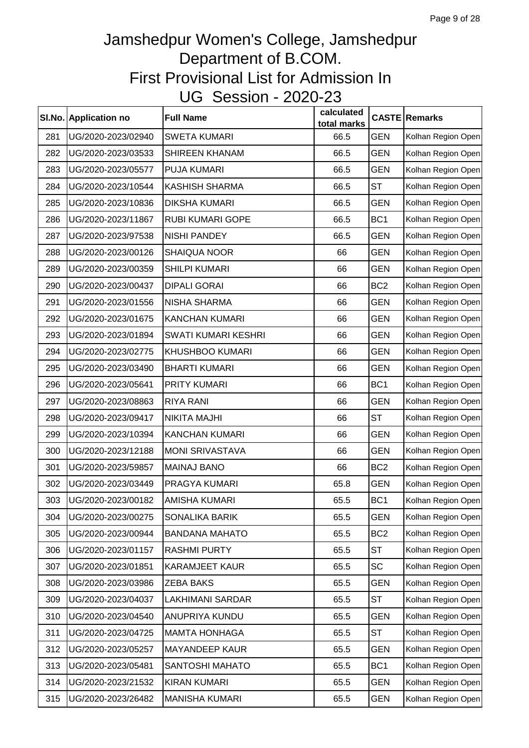# Jamshedpur Women's College, Jamshedpur
## Department of B.COM.
## First Provisional List for Admission In
## UG Session - 2020-23

| Sl.No. | Application no | Full Name | calculated total marks | CASTE | Remarks |
|---|---|---|---|---|---|
| 281 | UG/2020-2023/02940 | SWETA KUMARI | 66.5 | GEN | Kolhan Region Open |
| 282 | UG/2020-2023/03533 | SHIREEN KHANAM | 66.5 | GEN | Kolhan Region Open |
| 283 | UG/2020-2023/05577 | PUJA KUMARI | 66.5 | GEN | Kolhan Region Open |
| 284 | UG/2020-2023/10544 | KASHISH SHARMA | 66.5 | ST | Kolhan Region Open |
| 285 | UG/2020-2023/10836 | DIKSHA KUMARI | 66.5 | GEN | Kolhan Region Open |
| 286 | UG/2020-2023/11867 | RUBI KUMARI GOPE | 66.5 | BC1 | Kolhan Region Open |
| 287 | UG/2020-2023/97538 | NISHI PANDEY | 66.5 | GEN | Kolhan Region Open |
| 288 | UG/2020-2023/00126 | SHAIQUA NOOR | 66 | GEN | Kolhan Region Open |
| 289 | UG/2020-2023/00359 | SHILPI KUMARI | 66 | GEN | Kolhan Region Open |
| 290 | UG/2020-2023/00437 | DIPALI GORAI | 66 | BC2 | Kolhan Region Open |
| 291 | UG/2020-2023/01556 | NISHA SHARMA | 66 | GEN | Kolhan Region Open |
| 292 | UG/2020-2023/01675 | KANCHAN KUMARI | 66 | GEN | Kolhan Region Open |
| 293 | UG/2020-2023/01894 | SWATI KUMARI KESHRI | 66 | GEN | Kolhan Region Open |
| 294 | UG/2020-2023/02775 | KHUSHBOO KUMARI | 66 | GEN | Kolhan Region Open |
| 295 | UG/2020-2023/03490 | BHARTI KUMARI | 66 | GEN | Kolhan Region Open |
| 296 | UG/2020-2023/05641 | PRITY KUMARI | 66 | BC1 | Kolhan Region Open |
| 297 | UG/2020-2023/08863 | RIYA RANI | 66 | GEN | Kolhan Region Open |
| 298 | UG/2020-2023/09417 | NIKITA MAJHI | 66 | ST | Kolhan Region Open |
| 299 | UG/2020-2023/10394 | KANCHAN KUMARI | 66 | GEN | Kolhan Region Open |
| 300 | UG/2020-2023/12188 | MONI SRIVASTAVA | 66 | GEN | Kolhan Region Open |
| 301 | UG/2020-2023/59857 | MAINAJ BANO | 66 | BC2 | Kolhan Region Open |
| 302 | UG/2020-2023/03449 | PRAGYA KUMARI | 65.8 | GEN | Kolhan Region Open |
| 303 | UG/2020-2023/00182 | AMISHA KUMARI | 65.5 | BC1 | Kolhan Region Open |
| 304 | UG/2020-2023/00275 | SONALIKA BARIK | 65.5 | GEN | Kolhan Region Open |
| 305 | UG/2020-2023/00944 | BANDANA MAHATO | 65.5 | BC2 | Kolhan Region Open |
| 306 | UG/2020-2023/01157 | RASHMI PURTY | 65.5 | ST | Kolhan Region Open |
| 307 | UG/2020-2023/01851 | KARAMJEET KAUR | 65.5 | SC | Kolhan Region Open |
| 308 | UG/2020-2023/03986 | ZEBA BAKS | 65.5 | GEN | Kolhan Region Open |
| 309 | UG/2020-2023/04037 | LAKHIMANI SARDAR | 65.5 | ST | Kolhan Region Open |
| 310 | UG/2020-2023/04540 | ANUPRIYA KUNDU | 65.5 | GEN | Kolhan Region Open |
| 311 | UG/2020-2023/04725 | MAMTA HONHAGA | 65.5 | ST | Kolhan Region Open |
| 312 | UG/2020-2023/05257 | MAYANDEEP KAUR | 65.5 | GEN | Kolhan Region Open |
| 313 | UG/2020-2023/05481 | SANTOSHI MAHATO | 65.5 | BC1 | Kolhan Region Open |
| 314 | UG/2020-2023/21532 | KIRAN KUMARI | 65.5 | GEN | Kolhan Region Open |
| 315 | UG/2020-2023/26482 | MANISHA KUMARI | 65.5 | GEN | Kolhan Region Open |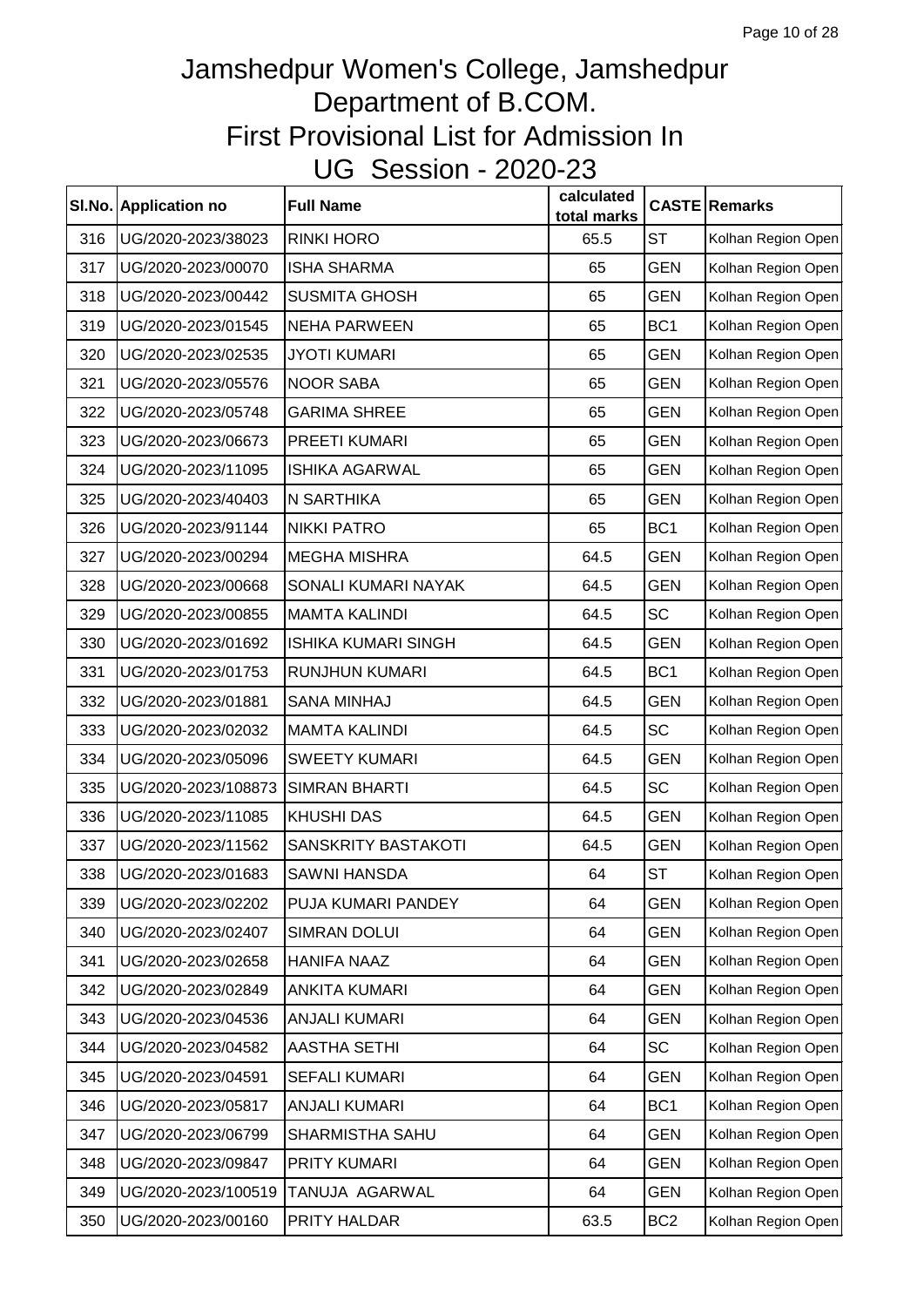# Jamshedpur Women's College, Jamshedpur
## Department of B.COM.
## First Provisional List for Admission In
## UG Session - 2020-23

| Sl.No. | Application no | Full Name | calculated total marks | CASTE | Remarks |
|---|---|---|---|---|---|
| 316 | UG/2020-2023/38023 | RINKI HORO | 65.5 | ST | Kolhan Region Open |
| 317 | UG/2020-2023/00070 | ISHA SHARMA | 65 | GEN | Kolhan Region Open |
| 318 | UG/2020-2023/00442 | SUSMITA GHOSH | 65 | GEN | Kolhan Region Open |
| 319 | UG/2020-2023/01545 | NEHA PARWEEN | 65 | BC1 | Kolhan Region Open |
| 320 | UG/2020-2023/02535 | JYOTI KUMARI | 65 | GEN | Kolhan Region Open |
| 321 | UG/2020-2023/05576 | NOOR SABA | 65 | GEN | Kolhan Region Open |
| 322 | UG/2020-2023/05748 | GARIMA SHREE | 65 | GEN | Kolhan Region Open |
| 323 | UG/2020-2023/06673 | PREETI KUMARI | 65 | GEN | Kolhan Region Open |
| 324 | UG/2020-2023/11095 | ISHIKA AGARWAL | 65 | GEN | Kolhan Region Open |
| 325 | UG/2020-2023/40403 | N SARTHIKA | 65 | GEN | Kolhan Region Open |
| 326 | UG/2020-2023/91144 | NIKKI PATRO | 65 | BC1 | Kolhan Region Open |
| 327 | UG/2020-2023/00294 | MEGHA MISHRA | 64.5 | GEN | Kolhan Region Open |
| 328 | UG/2020-2023/00668 | SONALI KUMARI NAYAK | 64.5 | GEN | Kolhan Region Open |
| 329 | UG/2020-2023/00855 | MAMTA KALINDI | 64.5 | SC | Kolhan Region Open |
| 330 | UG/2020-2023/01692 | ISHIKA KUMARI SINGH | 64.5 | GEN | Kolhan Region Open |
| 331 | UG/2020-2023/01753 | RUNJHUN KUMARI | 64.5 | BC1 | Kolhan Region Open |
| 332 | UG/2020-2023/01881 | SANA MINHAJ | 64.5 | GEN | Kolhan Region Open |
| 333 | UG/2020-2023/02032 | MAMTA KALINDI | 64.5 | SC | Kolhan Region Open |
| 334 | UG/2020-2023/05096 | SWEETY KUMARI | 64.5 | GEN | Kolhan Region Open |
| 335 | UG/2020-2023/108873 | SIMRAN BHARTI | 64.5 | SC | Kolhan Region Open |
| 336 | UG/2020-2023/11085 | KHUSHI DAS | 64.5 | GEN | Kolhan Region Open |
| 337 | UG/2020-2023/11562 | SANSKRITY BASTAKOTI | 64.5 | GEN | Kolhan Region Open |
| 338 | UG/2020-2023/01683 | SAWNI HANSDA | 64 | ST | Kolhan Region Open |
| 339 | UG/2020-2023/02202 | PUJA KUMARI PANDEY | 64 | GEN | Kolhan Region Open |
| 340 | UG/2020-2023/02407 | SIMRAN DOLUI | 64 | GEN | Kolhan Region Open |
| 341 | UG/2020-2023/02658 | HANIFA NAAZ | 64 | GEN | Kolhan Region Open |
| 342 | UG/2020-2023/02849 | ANKITA KUMARI | 64 | GEN | Kolhan Region Open |
| 343 | UG/2020-2023/04536 | ANJALI KUMARI | 64 | GEN | Kolhan Region Open |
| 344 | UG/2020-2023/04582 | AASTHA SETHI | 64 | SC | Kolhan Region Open |
| 345 | UG/2020-2023/04591 | SEFALI KUMARI | 64 | GEN | Kolhan Region Open |
| 346 | UG/2020-2023/05817 | ANJALI KUMARI | 64 | BC1 | Kolhan Region Open |
| 347 | UG/2020-2023/06799 | SHARMISTHA SAHU | 64 | GEN | Kolhan Region Open |
| 348 | UG/2020-2023/09847 | PRITY KUMARI | 64 | GEN | Kolhan Region Open |
| 349 | UG/2020-2023/100519 | TANUJA AGARWAL | 64 | GEN | Kolhan Region Open |
| 350 | UG/2020-2023/00160 | PRITY HALDAR | 63.5 | BC2 | Kolhan Region Open |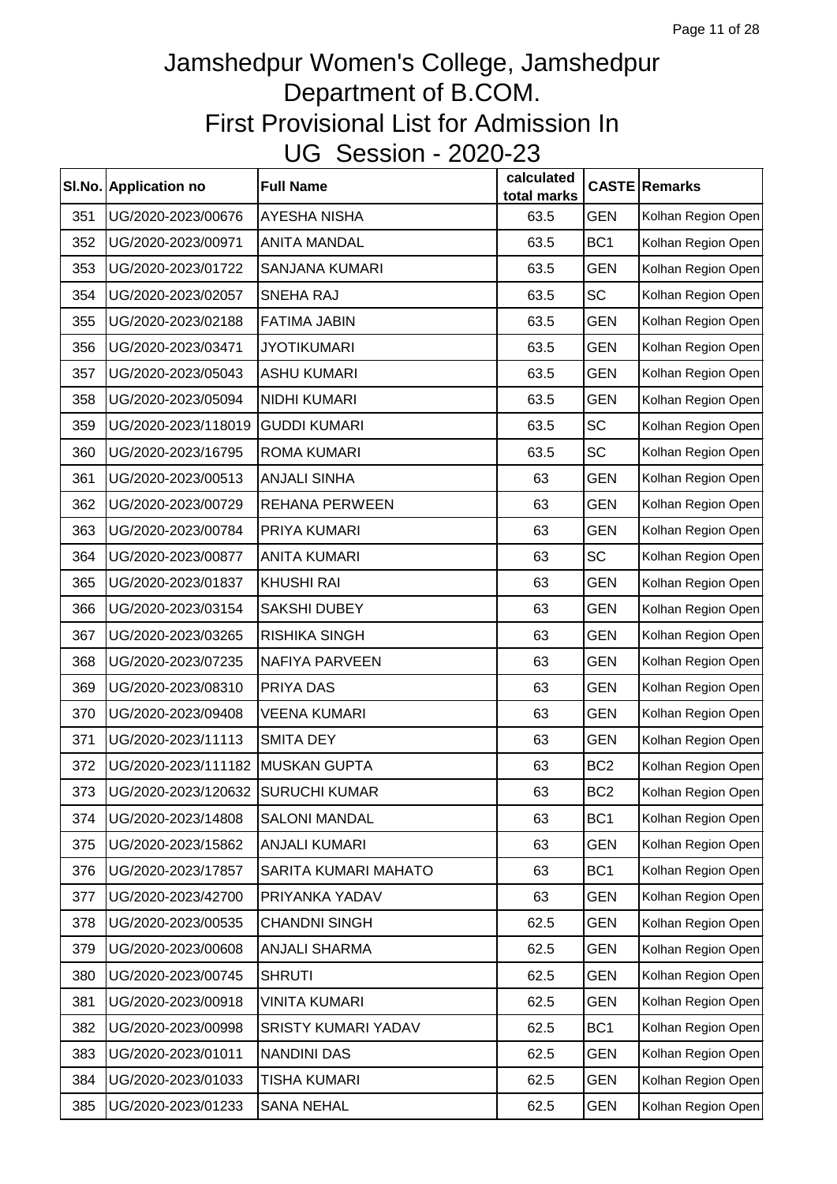# Jamshedpur Women's College, Jamshedpur
# Department of B.COM.
# First Provisional List for Admission In
# UG Session - 2020-23

| Sl.No. | Application no | Full Name | calculated total marks | CASTE | Remarks |
|---|---|---|---|---|---|
| 351 | UG/2020-2023/00676 | AYESHA NISHA | 63.5 | GEN | Kolhan Region Open |
| 352 | UG/2020-2023/00971 | ANITA MANDAL | 63.5 | BC1 | Kolhan Region Open |
| 353 | UG/2020-2023/01722 | SANJANA KUMARI | 63.5 | GEN | Kolhan Region Open |
| 354 | UG/2020-2023/02057 | SNEHA RAJ | 63.5 | SC | Kolhan Region Open |
| 355 | UG/2020-2023/02188 | FATIMA JABIN | 63.5 | GEN | Kolhan Region Open |
| 356 | UG/2020-2023/03471 | JYOTIKUMARI | 63.5 | GEN | Kolhan Region Open |
| 357 | UG/2020-2023/05043 | ASHU KUMARI | 63.5 | GEN | Kolhan Region Open |
| 358 | UG/2020-2023/05094 | NIDHI KUMARI | 63.5 | GEN | Kolhan Region Open |
| 359 | UG/2020-2023/118019 | GUDDI KUMARI | 63.5 | SC | Kolhan Region Open |
| 360 | UG/2020-2023/16795 | ROMA KUMARI | 63.5 | SC | Kolhan Region Open |
| 361 | UG/2020-2023/00513 | ANJALI SINHA | 63 | GEN | Kolhan Region Open |
| 362 | UG/2020-2023/00729 | REHANA PERWEEN | 63 | GEN | Kolhan Region Open |
| 363 | UG/2020-2023/00784 | PRIYA KUMARI | 63 | GEN | Kolhan Region Open |
| 364 | UG/2020-2023/00877 | ANITA KUMARI | 63 | SC | Kolhan Region Open |
| 365 | UG/2020-2023/01837 | KHUSHI RAI | 63 | GEN | Kolhan Region Open |
| 366 | UG/2020-2023/03154 | SAKSHI DUBEY | 63 | GEN | Kolhan Region Open |
| 367 | UG/2020-2023/03265 | RISHIKA SINGH | 63 | GEN | Kolhan Region Open |
| 368 | UG/2020-2023/07235 | NAFIYA PARVEEN | 63 | GEN | Kolhan Region Open |
| 369 | UG/2020-2023/08310 | PRIYA DAS | 63 | GEN | Kolhan Region Open |
| 370 | UG/2020-2023/09408 | VEENA KUMARI | 63 | GEN | Kolhan Region Open |
| 371 | UG/2020-2023/11113 | SMITA DEY | 63 | GEN | Kolhan Region Open |
| 372 | UG/2020-2023/111182 | MUSKAN GUPTA | 63 | BC2 | Kolhan Region Open |
| 373 | UG/2020-2023/120632 | SURUCHI KUMAR | 63 | BC2 | Kolhan Region Open |
| 374 | UG/2020-2023/14808 | SALONI MANDAL | 63 | BC1 | Kolhan Region Open |
| 375 | UG/2020-2023/15862 | ANJALI KUMARI | 63 | GEN | Kolhan Region Open |
| 376 | UG/2020-2023/17857 | SARITA KUMARI MAHATO | 63 | BC1 | Kolhan Region Open |
| 377 | UG/2020-2023/42700 | PRIYANKA YADAV | 63 | GEN | Kolhan Region Open |
| 378 | UG/2020-2023/00535 | CHANDNI SINGH | 62.5 | GEN | Kolhan Region Open |
| 379 | UG/2020-2023/00608 | ANJALI SHARMA | 62.5 | GEN | Kolhan Region Open |
| 380 | UG/2020-2023/00745 | SHRUTI | 62.5 | GEN | Kolhan Region Open |
| 381 | UG/2020-2023/00918 | VINITA KUMARI | 62.5 | GEN | Kolhan Region Open |
| 382 | UG/2020-2023/00998 | SRISTY KUMARI YADAV | 62.5 | BC1 | Kolhan Region Open |
| 383 | UG/2020-2023/01011 | NANDINI DAS | 62.5 | GEN | Kolhan Region Open |
| 384 | UG/2020-2023/01033 | TISHA KUMARI | 62.5 | GEN | Kolhan Region Open |
| 385 | UG/2020-2023/01233 | SANA NEHAL | 62.5 | GEN | Kolhan Region Open |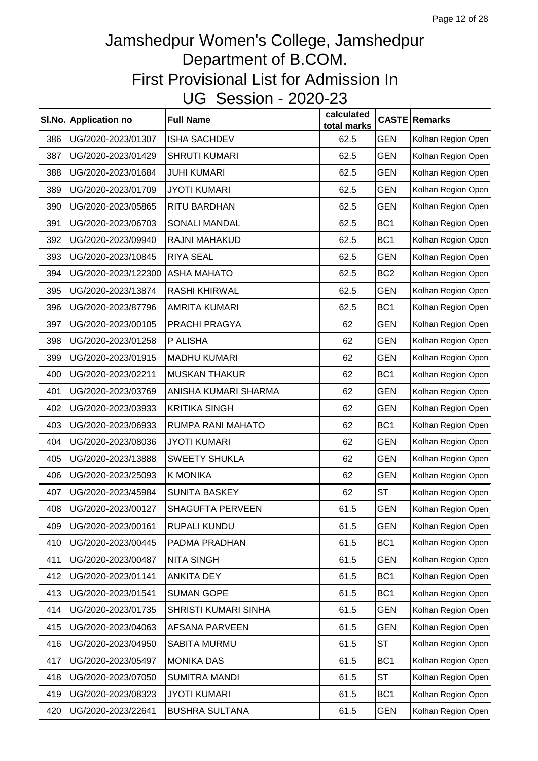# Jamshedpur Women's College, Jamshedpur
# Department of B.COM.
# First Provisional List for Admission In
# UG Session - 2020-23

| Sl.No. | Application no | Full Name | calculated total marks | CASTE | Remarks |
|---|---|---|---|---|---|
| 386 | UG/2020-2023/01307 | ISHA SACHDEV | 62.5 | GEN | Kolhan Region Open |
| 387 | UG/2020-2023/01429 | SHRUTI KUMARI | 62.5 | GEN | Kolhan Region Open |
| 388 | UG/2020-2023/01684 | JUHI KUMARI | 62.5 | GEN | Kolhan Region Open |
| 389 | UG/2020-2023/01709 | JYOTI KUMARI | 62.5 | GEN | Kolhan Region Open |
| 390 | UG/2020-2023/05865 | RITU BARDHAN | 62.5 | GEN | Kolhan Region Open |
| 391 | UG/2020-2023/06703 | SONALI MANDAL | 62.5 | BC1 | Kolhan Region Open |
| 392 | UG/2020-2023/09940 | RAJNI MAHAKUD | 62.5 | BC1 | Kolhan Region Open |
| 393 | UG/2020-2023/10845 | RIYA SEAL | 62.5 | GEN | Kolhan Region Open |
| 394 | UG/2020-2023/122300 | ASHA MAHATO | 62.5 | BC2 | Kolhan Region Open |
| 395 | UG/2020-2023/13874 | RASHI KHIRWAL | 62.5 | GEN | Kolhan Region Open |
| 396 | UG/2020-2023/87796 | AMRITA KUMARI | 62.5 | BC1 | Kolhan Region Open |
| 397 | UG/2020-2023/00105 | PRACHI PRAGYA | 62 | GEN | Kolhan Region Open |
| 398 | UG/2020-2023/01258 | P ALISHA | 62 | GEN | Kolhan Region Open |
| 399 | UG/2020-2023/01915 | MADHU KUMARI | 62 | GEN | Kolhan Region Open |
| 400 | UG/2020-2023/02211 | MUSKAN THAKUR | 62 | BC1 | Kolhan Region Open |
| 401 | UG/2020-2023/03769 | ANISHA KUMARI SHARMA | 62 | GEN | Kolhan Region Open |
| 402 | UG/2020-2023/03933 | KRITIKA SINGH | 62 | GEN | Kolhan Region Open |
| 403 | UG/2020-2023/06933 | RUMPA RANI MAHATO | 62 | BC1 | Kolhan Region Open |
| 404 | UG/2020-2023/08036 | JYOTI KUMARI | 62 | GEN | Kolhan Region Open |
| 405 | UG/2020-2023/13888 | SWEETY SHUKLA | 62 | GEN | Kolhan Region Open |
| 406 | UG/2020-2023/25093 | K MONIKA | 62 | GEN | Kolhan Region Open |
| 407 | UG/2020-2023/45984 | SUNITA BASKEY | 62 | ST | Kolhan Region Open |
| 408 | UG/2020-2023/00127 | SHAGUFTA PERVEEN | 61.5 | GEN | Kolhan Region Open |
| 409 | UG/2020-2023/00161 | RUPALI KUNDU | 61.5 | GEN | Kolhan Region Open |
| 410 | UG/2020-2023/00445 | PADMA PRADHAN | 61.5 | BC1 | Kolhan Region Open |
| 411 | UG/2020-2023/00487 | NITA SINGH | 61.5 | GEN | Kolhan Region Open |
| 412 | UG/2020-2023/01141 | ANKITA DEY | 61.5 | BC1 | Kolhan Region Open |
| 413 | UG/2020-2023/01541 | SUMAN GOPE | 61.5 | BC1 | Kolhan Region Open |
| 414 | UG/2020-2023/01735 | SHRISTI KUMARI SINHA | 61.5 | GEN | Kolhan Region Open |
| 415 | UG/2020-2023/04063 | AFSANA PARVEEN | 61.5 | GEN | Kolhan Region Open |
| 416 | UG/2020-2023/04950 | SABITA MURMU | 61.5 | ST | Kolhan Region Open |
| 417 | UG/2020-2023/05497 | MONIKA DAS | 61.5 | BC1 | Kolhan Region Open |
| 418 | UG/2020-2023/07050 | SUMITRA MANDI | 61.5 | ST | Kolhan Region Open |
| 419 | UG/2020-2023/08323 | JYOTI KUMARI | 61.5 | BC1 | Kolhan Region Open |
| 420 | UG/2020-2023/22641 | BUSHRA SULTANA | 61.5 | GEN | Kolhan Region Open |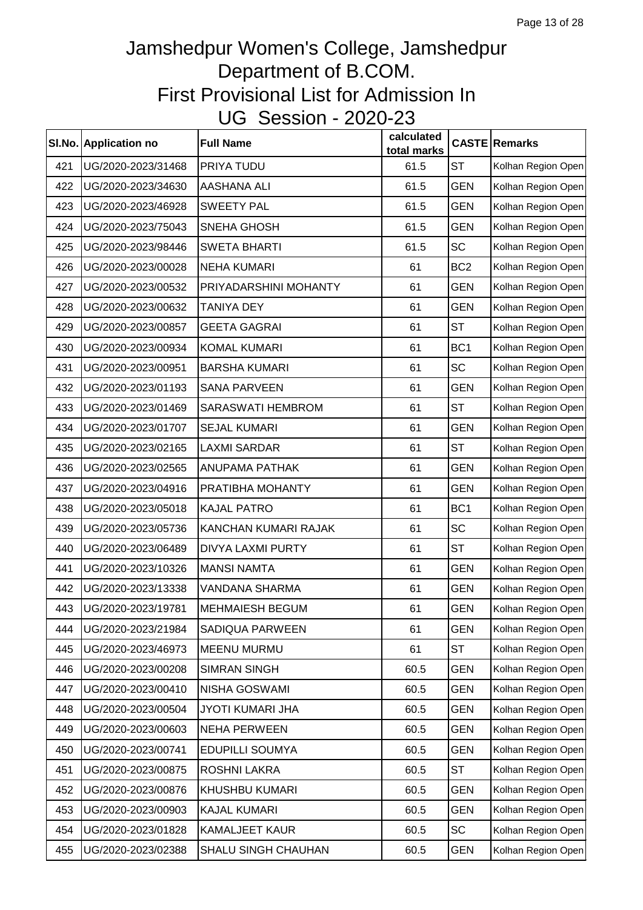# Jamshedpur Women's College, Jamshedpur
# Department of B.COM.
# First Provisional List for Admission In
# UG Session - 2020-23

| Sl.No. | Application no | Full Name | calculated total marks | CASTE | Remarks |
|---|---|---|---|---|---|
| 421 | UG/2020-2023/31468 | PRIYA TUDU | 61.5 | ST | Kolhan Region Open |
| 422 | UG/2020-2023/34630 | AASHANA ALI | 61.5 | GEN | Kolhan Region Open |
| 423 | UG/2020-2023/46928 | SWEETY PAL | 61.5 | GEN | Kolhan Region Open |
| 424 | UG/2020-2023/75043 | SNEHA GHOSH | 61.5 | GEN | Kolhan Region Open |
| 425 | UG/2020-2023/98446 | SWETA BHARTI | 61.5 | SC | Kolhan Region Open |
| 426 | UG/2020-2023/00028 | NEHA KUMARI | 61 | BC2 | Kolhan Region Open |
| 427 | UG/2020-2023/00532 | PRIYADARSHINI MOHANTY | 61 | GEN | Kolhan Region Open |
| 428 | UG/2020-2023/00632 | TANIYA DEY | 61 | GEN | Kolhan Region Open |
| 429 | UG/2020-2023/00857 | GEETA GAGRAI | 61 | ST | Kolhan Region Open |
| 430 | UG/2020-2023/00934 | KOMAL KUMARI | 61 | BC1 | Kolhan Region Open |
| 431 | UG/2020-2023/00951 | BARSHA KUMARI | 61 | SC | Kolhan Region Open |
| 432 | UG/2020-2023/01193 | SANA PARVEEN | 61 | GEN | Kolhan Region Open |
| 433 | UG/2020-2023/01469 | SARASWATI HEMBROM | 61 | ST | Kolhan Region Open |
| 434 | UG/2020-2023/01707 | SEJAL KUMARI | 61 | GEN | Kolhan Region Open |
| 435 | UG/2020-2023/02165 | LAXMI SARDAR | 61 | ST | Kolhan Region Open |
| 436 | UG/2020-2023/02565 | ANUPAMA PATHAK | 61 | GEN | Kolhan Region Open |
| 437 | UG/2020-2023/04916 | PRATIBHA MOHANTY | 61 | GEN | Kolhan Region Open |
| 438 | UG/2020-2023/05018 | KAJAL PATRO | 61 | BC1 | Kolhan Region Open |
| 439 | UG/2020-2023/05736 | KANCHAN KUMARI RAJAK | 61 | SC | Kolhan Region Open |
| 440 | UG/2020-2023/06489 | DIVYA LAXMI PURTY | 61 | ST | Kolhan Region Open |
| 441 | UG/2020-2023/10326 | MANSI NAMTA | 61 | GEN | Kolhan Region Open |
| 442 | UG/2020-2023/13338 | VANDANA SHARMA | 61 | GEN | Kolhan Region Open |
| 443 | UG/2020-2023/19781 | MEHMAIESH BEGUM | 61 | GEN | Kolhan Region Open |
| 444 | UG/2020-2023/21984 | SADIQUA PARWEEN | 61 | GEN | Kolhan Region Open |
| 445 | UG/2020-2023/46973 | MEENU MURMU | 61 | ST | Kolhan Region Open |
| 446 | UG/2020-2023/00208 | SIMRAN SINGH | 60.5 | GEN | Kolhan Region Open |
| 447 | UG/2020-2023/00410 | NISHA GOSWAMI | 60.5 | GEN | Kolhan Region Open |
| 448 | UG/2020-2023/00504 | JYOTI KUMARI JHA | 60.5 | GEN | Kolhan Region Open |
| 449 | UG/2020-2023/00603 | NEHA PERWEEN | 60.5 | GEN | Kolhan Region Open |
| 450 | UG/2020-2023/00741 | EDUPILLI SOUMYA | 60.5 | GEN | Kolhan Region Open |
| 451 | UG/2020-2023/00875 | ROSHNI LAKRA | 60.5 | ST | Kolhan Region Open |
| 452 | UG/2020-2023/00876 | KHUSHBU KUMARI | 60.5 | GEN | Kolhan Region Open |
| 453 | UG/2020-2023/00903 | KAJAL KUMARI | 60.5 | GEN | Kolhan Region Open |
| 454 | UG/2020-2023/01828 | KAMALJEET KAUR | 60.5 | SC | Kolhan Region Open |
| 455 | UG/2020-2023/02388 | SHALU SINGH CHAUHAN | 60.5 | GEN | Kolhan Region Open |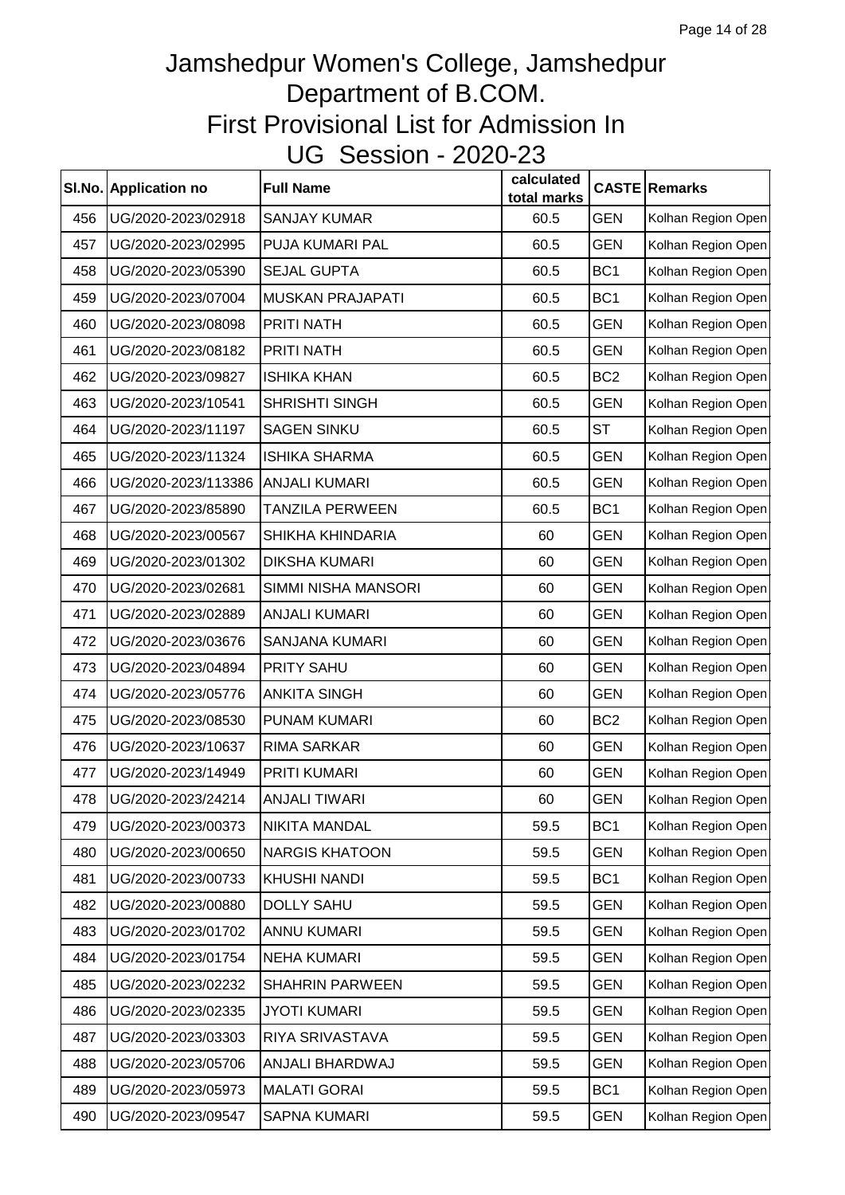# Jamshedpur Women's College, Jamshedpur
# Department of B.COM.
# First Provisional List for Admission In
# UG Session - 2020-23

| Sl.No. | Application no | Full Name | calculated total marks | CASTE | Remarks |
|---|---|---|---|---|---|
| 456 | UG/2020-2023/02918 | SANJAY KUMAR | 60.5 | GEN | Kolhan Region Open |
| 457 | UG/2020-2023/02995 | PUJA KUMARI PAL | 60.5 | GEN | Kolhan Region Open |
| 458 | UG/2020-2023/05390 | SEJAL GUPTA | 60.5 | BC1 | Kolhan Region Open |
| 459 | UG/2020-2023/07004 | MUSKAN PRAJAPATI | 60.5 | BC1 | Kolhan Region Open |
| 460 | UG/2020-2023/08098 | PRITI NATH | 60.5 | GEN | Kolhan Region Open |
| 461 | UG/2020-2023/08182 | PRITI NATH | 60.5 | GEN | Kolhan Region Open |
| 462 | UG/2020-2023/09827 | ISHIKA KHAN | 60.5 | BC2 | Kolhan Region Open |
| 463 | UG/2020-2023/10541 | SHRISHTI SINGH | 60.5 | GEN | Kolhan Region Open |
| 464 | UG/2020-2023/11197 | SAGEN SINKU | 60.5 | ST | Kolhan Region Open |
| 465 | UG/2020-2023/11324 | ISHIKA SHARMA | 60.5 | GEN | Kolhan Region Open |
| 466 | UG/2020-2023/113386 | ANJALI KUMARI | 60.5 | GEN | Kolhan Region Open |
| 467 | UG/2020-2023/85890 | TANZILA PERWEEN | 60.5 | BC1 | Kolhan Region Open |
| 468 | UG/2020-2023/00567 | SHIKHA KHINDARIA | 60 | GEN | Kolhan Region Open |
| 469 | UG/2020-2023/01302 | DIKSHA KUMARI | 60 | GEN | Kolhan Region Open |
| 470 | UG/2020-2023/02681 | SIMMI NISHA MANSORI | 60 | GEN | Kolhan Region Open |
| 471 | UG/2020-2023/02889 | ANJALI KUMARI | 60 | GEN | Kolhan Region Open |
| 472 | UG/2020-2023/03676 | SANJANA KUMARI | 60 | GEN | Kolhan Region Open |
| 473 | UG/2020-2023/04894 | PRITY SAHU | 60 | GEN | Kolhan Region Open |
| 474 | UG/2020-2023/05776 | ANKITA SINGH | 60 | GEN | Kolhan Region Open |
| 475 | UG/2020-2023/08530 | PUNAM KUMARI | 60 | BC2 | Kolhan Region Open |
| 476 | UG/2020-2023/10637 | RIMA SARKAR | 60 | GEN | Kolhan Region Open |
| 477 | UG/2020-2023/14949 | PRITI KUMARI | 60 | GEN | Kolhan Region Open |
| 478 | UG/2020-2023/24214 | ANJALI TIWARI | 60 | GEN | Kolhan Region Open |
| 479 | UG/2020-2023/00373 | NIKITA MANDAL | 59.5 | BC1 | Kolhan Region Open |
| 480 | UG/2020-2023/00650 | NARGIS KHATOON | 59.5 | GEN | Kolhan Region Open |
| 481 | UG/2020-2023/00733 | KHUSHI NANDI | 59.5 | BC1 | Kolhan Region Open |
| 482 | UG/2020-2023/00880 | DOLLY SAHU | 59.5 | GEN | Kolhan Region Open |
| 483 | UG/2020-2023/01702 | ANNU KUMARI | 59.5 | GEN | Kolhan Region Open |
| 484 | UG/2020-2023/01754 | NEHA KUMARI | 59.5 | GEN | Kolhan Region Open |
| 485 | UG/2020-2023/02232 | SHAHRIN PARWEEN | 59.5 | GEN | Kolhan Region Open |
| 486 | UG/2020-2023/02335 | JYOTI KUMARI | 59.5 | GEN | Kolhan Region Open |
| 487 | UG/2020-2023/03303 | RIYA SRIVASTAVA | 59.5 | GEN | Kolhan Region Open |
| 488 | UG/2020-2023/05706 | ANJALI BHARDWAJ | 59.5 | GEN | Kolhan Region Open |
| 489 | UG/2020-2023/05973 | MALATI GORAI | 59.5 | BC1 | Kolhan Region Open |
| 490 | UG/2020-2023/09547 | SAPNA KUMARI | 59.5 | GEN | Kolhan Region Open |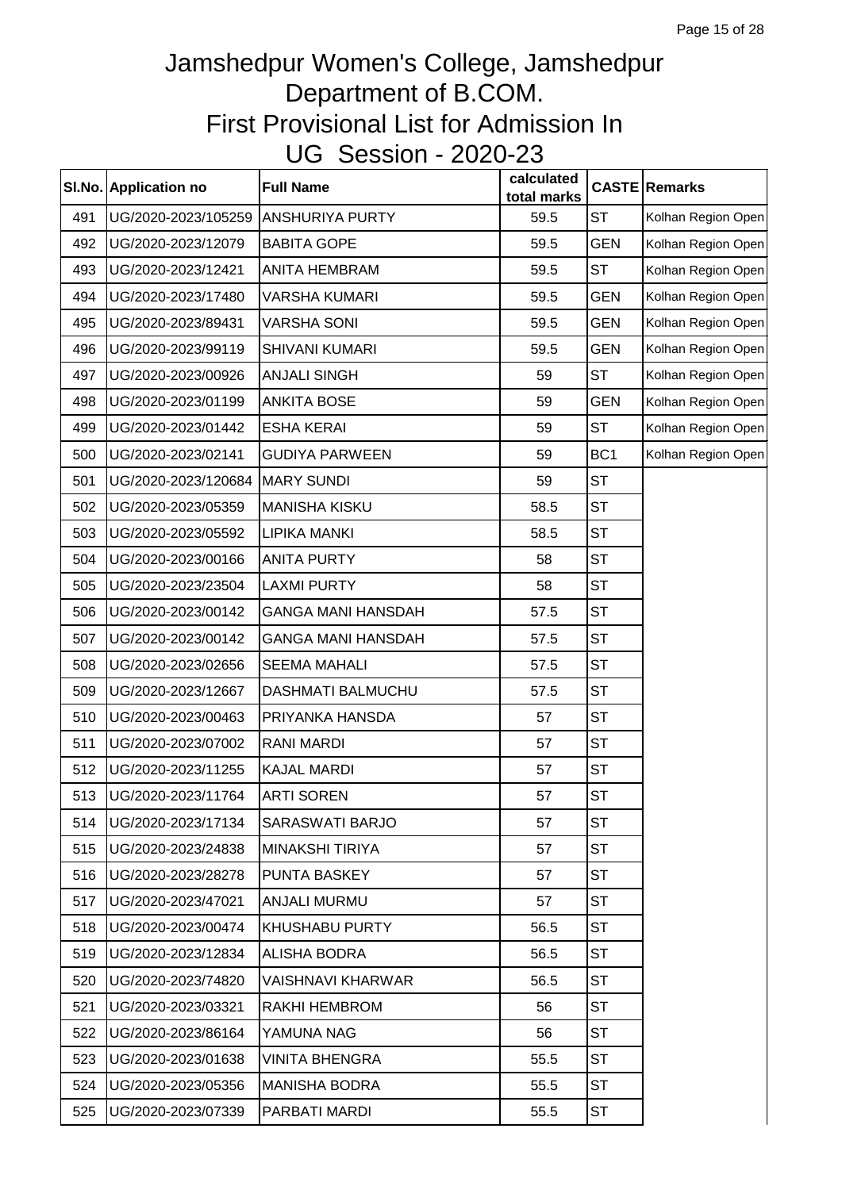# Jamshedpur Women's College, Jamshedpur
# Department of B.COM.
# First Provisional List for Admission In
# UG Session - 2020-23

| Sl.No. | Application no | Full Name | calculated total marks | CASTE | Remarks |
|---|---|---|---|---|---|
| 491 | UG/2020-2023/105259 | ANSHURIYA PURTY | 59.5 | ST | Kolhan Region Open |
| 492 | UG/2020-2023/12079 | BABITA GOPE | 59.5 | GEN | Kolhan Region Open |
| 493 | UG/2020-2023/12421 | ANITA HEMBRAM | 59.5 | ST | Kolhan Region Open |
| 494 | UG/2020-2023/17480 | VARSHA KUMARI | 59.5 | GEN | Kolhan Region Open |
| 495 | UG/2020-2023/89431 | VARSHA SONI | 59.5 | GEN | Kolhan Region Open |
| 496 | UG/2020-2023/99119 | SHIVANI KUMARI | 59.5 | GEN | Kolhan Region Open |
| 497 | UG/2020-2023/00926 | ANJALI SINGH | 59 | ST | Kolhan Region Open |
| 498 | UG/2020-2023/01199 | ANKITA BOSE | 59 | GEN | Kolhan Region Open |
| 499 | UG/2020-2023/01442 | ESHA KERAI | 59 | ST | Kolhan Region Open |
| 500 | UG/2020-2023/02141 | GUDIYA PARWEEN | 59 | BC1 | Kolhan Region Open |
| 501 | UG/2020-2023/120684 | MARY SUNDI | 59 | ST | |
| 502 | UG/2020-2023/05359 | MANISHA KISKU | 58.5 | ST | |
| 503 | UG/2020-2023/05592 | LIPIKA MANKI | 58.5 | ST | |
| 504 | UG/2020-2023/00166 | ANITA PURTY | 58 | ST | |
| 505 | UG/2020-2023/23504 | LAXMI PURTY | 58 | ST | |
| 506 | UG/2020-2023/00142 | GANGA MANI HANSDAH | 57.5 | ST | |
| 507 | UG/2020-2023/00142 | GANGA MANI HANSDAH | 57.5 | ST | |
| 508 | UG/2020-2023/02656 | SEEMA MAHALI | 57.5 | ST | |
| 509 | UG/2020-2023/12667 | DASHMATI BALMUCHU | 57.5 | ST | |
| 510 | UG/2020-2023/00463 | PRIYANKA HANSDA | 57 | ST | |
| 511 | UG/2020-2023/07002 | RANI MARDI | 57 | ST | |
| 512 | UG/2020-2023/11255 | KAJAL MARDI | 57 | ST | |
| 513 | UG/2020-2023/11764 | ARTI SOREN | 57 | ST | |
| 514 | UG/2020-2023/17134 | SARASWATI BARJO | 57 | ST | |
| 515 | UG/2020-2023/24838 | MINAKSHI TIRIYA | 57 | ST | |
| 516 | UG/2020-2023/28278 | PUNTA BASKEY | 57 | ST | |
| 517 | UG/2020-2023/47021 | ANJALI MURMU | 57 | ST | |
| 518 | UG/2020-2023/00474 | KHUSHABU PURTY | 56.5 | ST | |
| 519 | UG/2020-2023/12834 | ALISHA BODRA | 56.5 | ST | |
| 520 | UG/2020-2023/74820 | VAISHNAVI KHARWAR | 56.5 | ST | |
| 521 | UG/2020-2023/03321 | RAKHI HEMBROM | 56 | ST | |
| 522 | UG/2020-2023/86164 | YAMUNA NAG | 56 | ST | |
| 523 | UG/2020-2023/01638 | VINITA BHENGRA | 55.5 | ST | |
| 524 | UG/2020-2023/05356 | MANISHA BODRA | 55.5 | ST | |
| 525 | UG/2020-2023/07339 | PARBATI MARDI | 55.5 | ST | |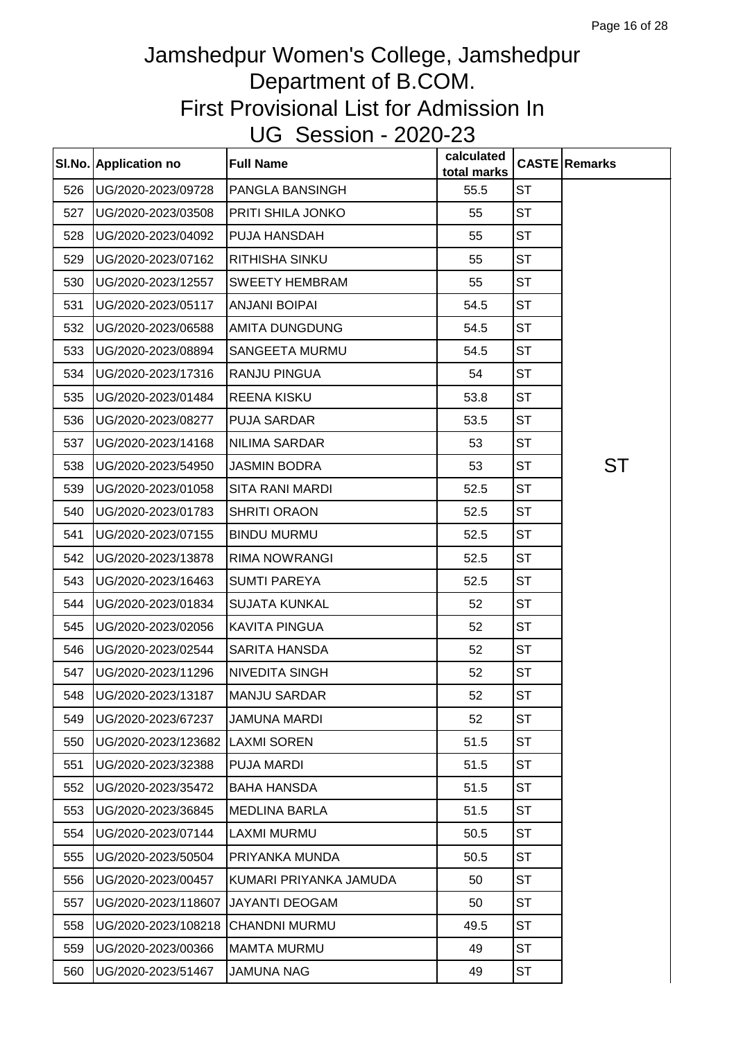# Jamshedpur Women's College, Jamshedpur
# Department of B.COM.
# First Provisional List for Admission In
# UG Session - 2020-23

| Sl.No. | Application no | Full Name | calculated total marks | CASTE | Remarks |
|---|---|---|---|---|---|
| 526 | UG/2020-2023/09728 | PANGLA BANSINGH | 55.5 | ST | ST |
| 527 | UG/2020-2023/03508 | PRITI SHILA JONKO | 55 | ST | |
| 528 | UG/2020-2023/04092 | PUJA HANSDAH | 55 | ST | |
| 529 | UG/2020-2023/07162 | RITHISHA SINKU | 55 | ST | |
| 530 | UG/2020-2023/12557 | SWEETY HEMBRAM | 55 | ST | |
| 531 | UG/2020-2023/05117 | ANJANI BOIPAI | 54.5 | ST | |
| 532 | UG/2020-2023/06588 | AMITA DUNGDUNG | 54.5 | ST | |
| 533 | UG/2020-2023/08894 | SANGEETA MURMU | 54.5 | ST | |
| 534 | UG/2020-2023/17316 | RANJU PINGUA | 54 | ST | |
| 535 | UG/2020-2023/01484 | REENA KISKU | 53.8 | ST | |
| 536 | UG/2020-2023/08277 | PUJA SARDAR | 53.5 | ST | |
| 537 | UG/2020-2023/14168 | NILIMA SARDAR | 53 | ST | |
| 538 | UG/2020-2023/54950 | JASMIN BODRA | 53 | ST | |
| 539 | UG/2020-2023/01058 | SITA RANI MARDI | 52.5 | ST | |
| 540 | UG/2020-2023/01783 | SHRITI ORAON | 52.5 | ST | |
| 541 | UG/2020-2023/07155 | BINDU MURMU | 52.5 | ST | |
| 542 | UG/2020-2023/13878 | RIMA NOWRANGI | 52.5 | ST | |
| 543 | UG/2020-2023/16463 | SUMTI PAREYA | 52.5 | ST | |
| 544 | UG/2020-2023/01834 | SUJATA KUNKAL | 52 | ST | |
| 545 | UG/2020-2023/02056 | KAVITA PINGUA | 52 | ST | |
| 546 | UG/2020-2023/02544 | SARITA HANSDA | 52 | ST | |
| 547 | UG/2020-2023/11296 | NIVEDITA SINGH | 52 | ST | |
| 548 | UG/2020-2023/13187 | MANJU SARDAR | 52 | ST | |
| 549 | UG/2020-2023/67237 | JAMUNA MARDI | 52 | ST | |
| 550 | UG/2020-2023/123682 | LAXMI SOREN | 51.5 | ST | |
| 551 | UG/2020-2023/32388 | PUJA MARDI | 51.5 | ST | |
| 552 | UG/2020-2023/35472 | BAHA HANSDA | 51.5 | ST | |
| 553 | UG/2020-2023/36845 | MEDLINA BARLA | 51.5 | ST | |
| 554 | UG/2020-2023/07144 | LAXMI MURMU | 50.5 | ST | |
| 555 | UG/2020-2023/50504 | PRIYANKA MUNDA | 50.5 | ST | |
| 556 | UG/2020-2023/00457 | KUMARI PRIYANKA JAMUDA | 50 | ST | |
| 557 | UG/2020-2023/118607 | JAYANTI DEOGAM | 50 | ST | |
| 558 | UG/2020-2023/108218 | CHANDNI MURMU | 49.5 | ST | |
| 559 | UG/2020-2023/00366 | MAMTA MURMU | 49 | ST | |
| 560 | UG/2020-2023/51467 | JAMUNA NAG | 49 | ST | |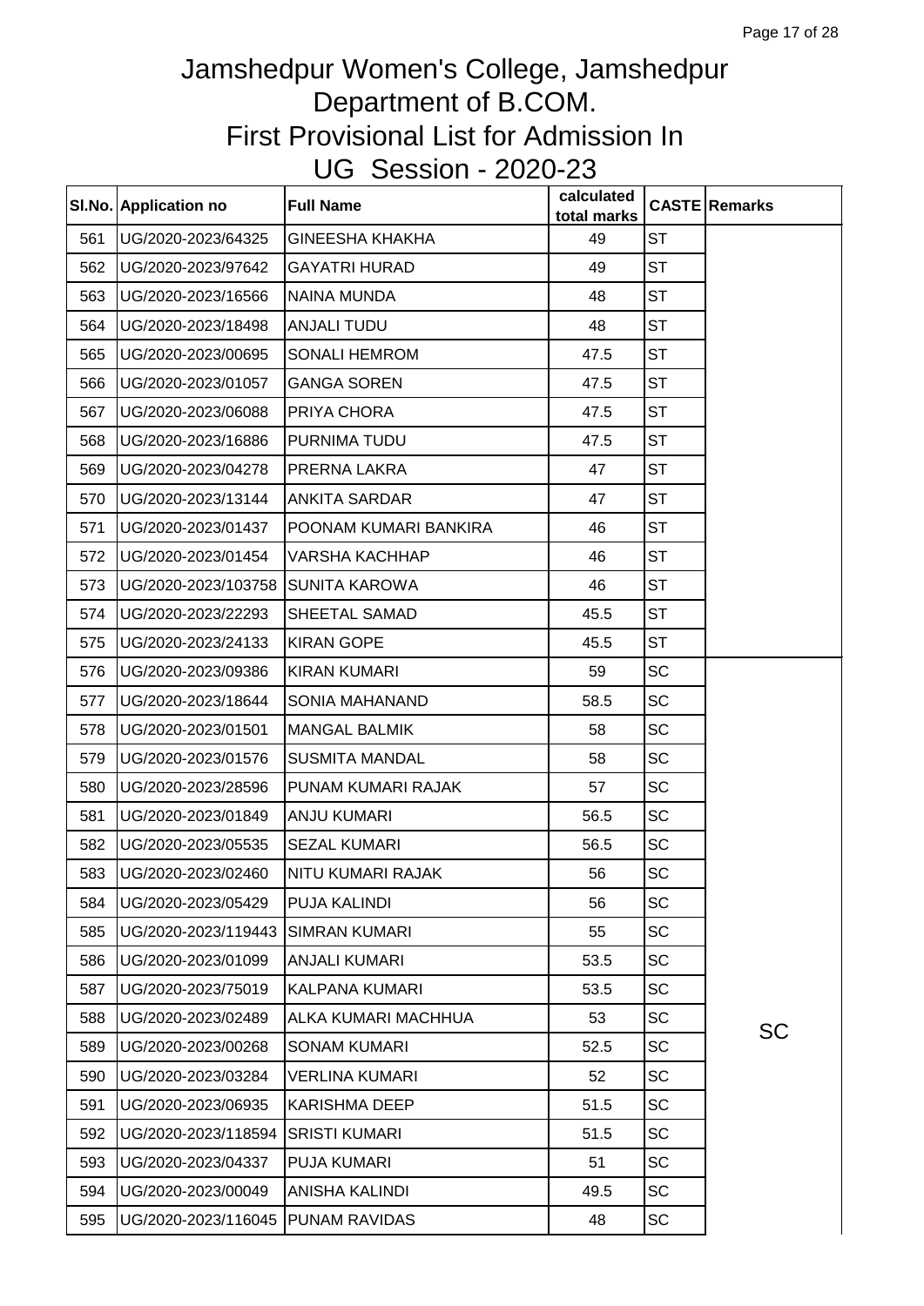# Jamshedpur Women's College, Jamshedpur
# Department of B.COM.
# First Provisional List for Admission In
# UG Session - 2020-23

| Sl.No. | Application no | Full Name | calculated total marks | CASTE | Remarks |
|---|---|---|---|---|---|
| 561 | UG/2020-2023/64325 | GINEESHA KHAKHA | 49 | ST | |
| 562 | UG/2020-2023/97642 | GAYATRI HURAD | 49 | ST | |
| 563 | UG/2020-2023/16566 | NAINA MUNDA | 48 | ST | |
| 564 | UG/2020-2023/18498 | ANJALI TUDU | 48 | ST | |
| 565 | UG/2020-2023/00695 | SONALI HEMROM | 47.5 | ST | |
| 566 | UG/2020-2023/01057 | GANGA SOREN | 47.5 | ST | |
| 567 | UG/2020-2023/06088 | PRIYA CHORA | 47.5 | ST | |
| 568 | UG/2020-2023/16886 | PURNIMA TUDU | 47.5 | ST | |
| 569 | UG/2020-2023/04278 | PRERNA LAKRA | 47 | ST | |
| 570 | UG/2020-2023/13144 | ANKITA SARDAR | 47 | ST | |
| 571 | UG/2020-2023/01437 | POONAM KUMARI BANKIRA | 46 | ST | |
| 572 | UG/2020-2023/01454 | VARSHA KACHHAP | 46 | ST | |
| 573 | UG/2020-2023/103758 | SUNITA KAROWA | 46 | ST | |
| 574 | UG/2020-2023/22293 | SHEETAL SAMAD | 45.5 | ST | |
| 575 | UG/2020-2023/24133 | KIRAN GOPE | 45.5 | ST | |
| 576 | UG/2020-2023/09386 | KIRAN KUMARI | 59 | SC | SC |
| 577 | UG/2020-2023/18644 | SONIA MAHANAND | 58.5 | SC | |
| 578 | UG/2020-2023/01501 | MANGAL BALMIK | 58 | SC | |
| 579 | UG/2020-2023/01576 | SUSMITA MANDAL | 58 | SC | |
| 580 | UG/2020-2023/28596 | PUNAM KUMARI RAJAK | 57 | SC | |
| 581 | UG/2020-2023/01849 | ANJU KUMARI | 56.5 | SC | |
| 582 | UG/2020-2023/05535 | SEZAL KUMARI | 56.5 | SC | |
| 583 | UG/2020-2023/02460 | NITU KUMARI RAJAK | 56 | SC | |
| 584 | UG/2020-2023/05429 | PUJA KALINDI | 56 | SC | |
| 585 | UG/2020-2023/119443 | SIMRAN KUMARI | 55 | SC | |
| 586 | UG/2020-2023/01099 | ANJALI KUMARI | 53.5 | SC | |
| 587 | UG/2020-2023/75019 | KALPANA KUMARI | 53.5 | SC | |
| 588 | UG/2020-2023/02489 | ALKA KUMARI MACHHUA | 53 | SC | |
| 589 | UG/2020-2023/00268 | SONAM KUMARI | 52.5 | SC | |
| 590 | UG/2020-2023/03284 | VERLINA KUMARI | 52 | SC | |
| 591 | UG/2020-2023/06935 | KARISHMA DEEP | 51.5 | SC | |
| 592 | UG/2020-2023/118594 | SRISTI KUMARI | 51.5 | SC | |
| 593 | UG/2020-2023/04337 | PUJA KUMARI | 51 | SC | |
| 594 | UG/2020-2023/00049 | ANISHA KALINDI | 49.5 | SC | |
| 595 | UG/2020-2023/116045 | PUNAM RAVIDAS | 48 | SC | |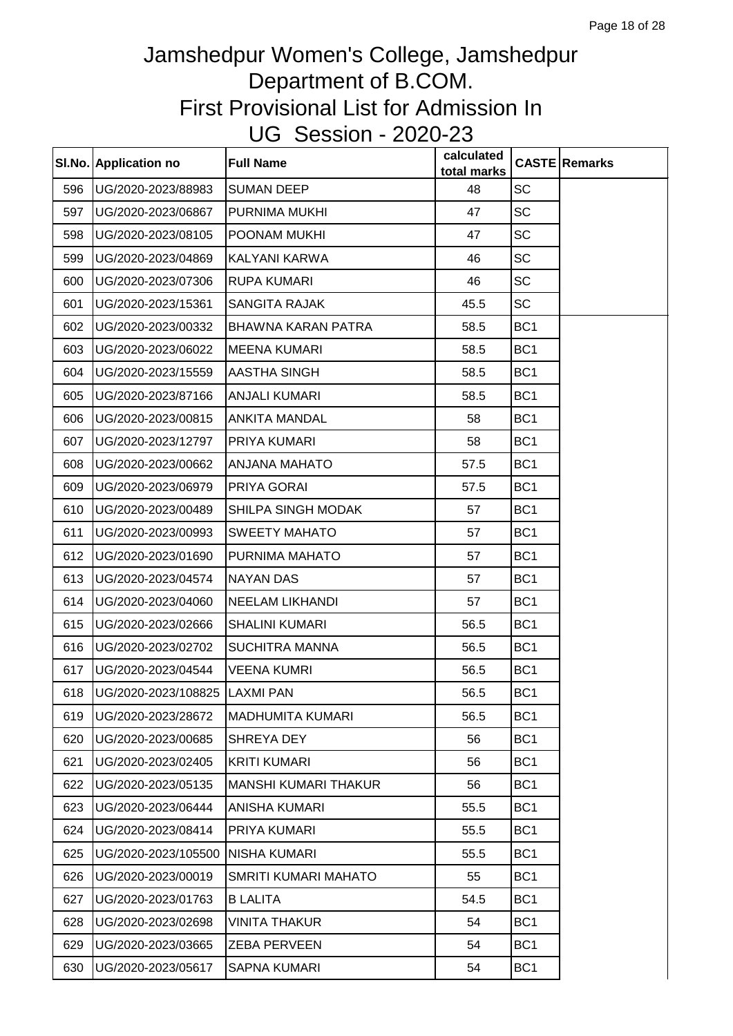# Jamshedpur Women's College, Jamshedpur
# Department of B.COM.
# First Provisional List for Admission In
# UG Session - 2020-23

| Sl.No. | Application no | Full Name | calculated total marks | CASTE | Remarks |
|---|---|---|---|---|---|
| 596 | UG/2020-2023/88983 | SUMAN DEEP | 48 | SC | |
| 597 | UG/2020-2023/06867 | PURNIMA MUKHI | 47 | SC | |
| 598 | UG/2020-2023/08105 | POONAM MUKHI | 47 | SC | |
| 599 | UG/2020-2023/04869 | KALYANI KARWA | 46 | SC | |
| 600 | UG/2020-2023/07306 | RUPA KUMARI | 46 | SC | |
| 601 | UG/2020-2023/15361 | SANGITA RAJAK | 45.5 | SC | |
| 602 | UG/2020-2023/00332 | BHAWNA KARAN PATRA | 58.5 | BC1 | |
| 603 | UG/2020-2023/06022 | MEENA KUMARI | 58.5 | BC1 | |
| 604 | UG/2020-2023/15559 | AASTHA SINGH | 58.5 | BC1 | |
| 605 | UG/2020-2023/87166 | ANJALI KUMARI | 58.5 | BC1 | |
| 606 | UG/2020-2023/00815 | ANKITA MANDAL | 58 | BC1 | |
| 607 | UG/2020-2023/12797 | PRIYA KUMARI | 58 | BC1 | |
| 608 | UG/2020-2023/00662 | ANJANA MAHATO | 57.5 | BC1 | |
| 609 | UG/2020-2023/06979 | PRIYA GORAI | 57.5 | BC1 | |
| 610 | UG/2020-2023/00489 | SHILPA SINGH MODAK | 57 | BC1 | |
| 611 | UG/2020-2023/00993 | SWEETY MAHATO | 57 | BC1 | |
| 612 | UG/2020-2023/01690 | PURNIMA MAHATO | 57 | BC1 | |
| 613 | UG/2020-2023/04574 | NAYAN DAS | 57 | BC1 | |
| 614 | UG/2020-2023/04060 | NEELAM LIKHANDI | 57 | BC1 | |
| 615 | UG/2020-2023/02666 | SHALINI KUMARI | 56.5 | BC1 | |
| 616 | UG/2020-2023/02702 | SUCHITRA MANNA | 56.5 | BC1 | |
| 617 | UG/2020-2023/04544 | VEENA KUMRI | 56.5 | BC1 | |
| 618 | UG/2020-2023/108825 | LAXMI PAN | 56.5 | BC1 | |
| 619 | UG/2020-2023/28672 | MADHUMITA KUMARI | 56.5 | BC1 | |
| 620 | UG/2020-2023/00685 | SHREYA DEY | 56 | BC1 | |
| 621 | UG/2020-2023/02405 | KRITI KUMARI | 56 | BC1 | |
| 622 | UG/2020-2023/05135 | MANSHI KUMARI THAKUR | 56 | BC1 | |
| 623 | UG/2020-2023/06444 | ANISHA KUMARI | 55.5 | BC1 | |
| 624 | UG/2020-2023/08414 | PRIYA KUMARI | 55.5 | BC1 | |
| 625 | UG/2020-2023/105500 | NISHA KUMARI | 55.5 | BC1 | |
| 626 | UG/2020-2023/00019 | SMRITI KUMARI MAHATO | 55 | BC1 | |
| 627 | UG/2020-2023/01763 | B LALITA | 54.5 | BC1 | |
| 628 | UG/2020-2023/02698 | VINITA THAKUR | 54 | BC1 | |
| 629 | UG/2020-2023/03665 | ZEBA PERVEEN | 54 | BC1 | |
| 630 | UG/2020-2023/05617 | SAPNA KUMARI | 54 | BC1 | |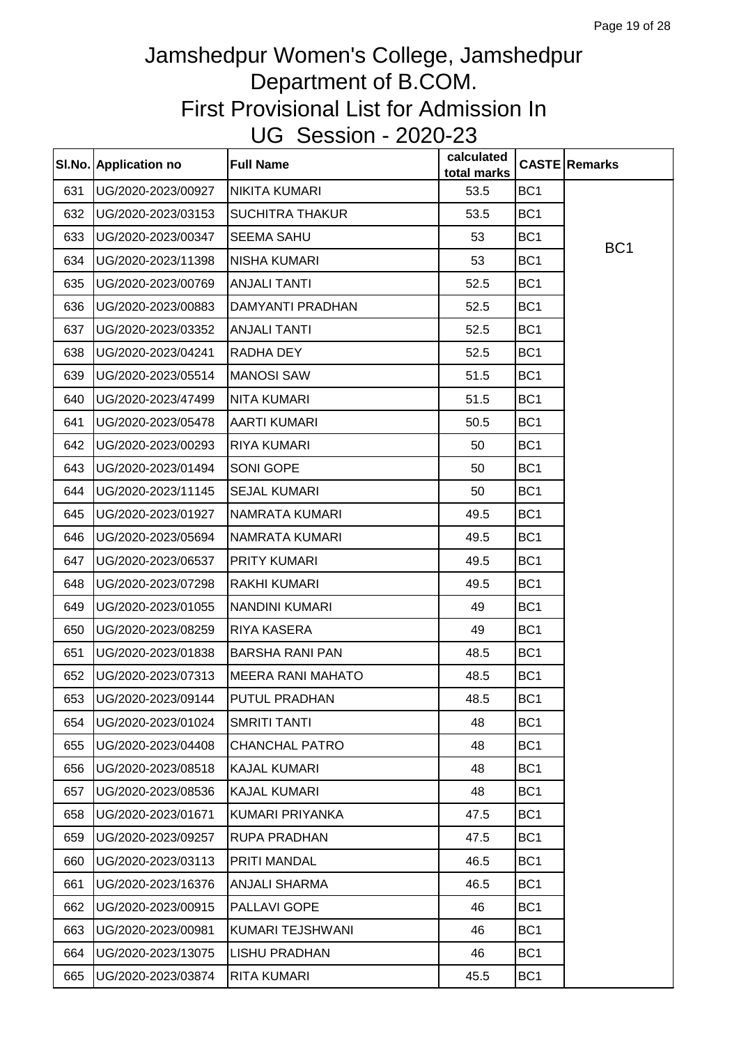# Jamshedpur Women's College, Jamshedpur
# Department of B.COM.
# First Provisional List for Admission In
# UG Session - 2020-23

| Sl.No. | Application no | Full Name | calculated total marks | CASTE | Remarks |
|---|---|---|---|---|---|
| 631 | UG/2020-2023/00927 | NIKITA KUMARI | 53.5 | BC1 | BC1 |
| 632 | UG/2020-2023/03153 | SUCHITRA THAKUR | 53.5 | BC1 | |
| 633 | UG/2020-2023/00347 | SEEMA SAHU | 53 | BC1 | |
| 634 | UG/2020-2023/11398 | NISHA KUMARI | 53 | BC1 | |
| 635 | UG/2020-2023/00769 | ANJALI TANTI | 52.5 | BC1 | |
| 636 | UG/2020-2023/00883 | DAMYANTI PRADHAN | 52.5 | BC1 | |
| 637 | UG/2020-2023/03352 | ANJALI TANTI | 52.5 | BC1 | |
| 638 | UG/2020-2023/04241 | RADHA DEY | 52.5 | BC1 | |
| 639 | UG/2020-2023/05514 | MANOSI SAW | 51.5 | BC1 | |
| 640 | UG/2020-2023/47499 | NITA KUMARI | 51.5 | BC1 | |
| 641 | UG/2020-2023/05478 | AARTI KUMARI | 50.5 | BC1 | |
| 642 | UG/2020-2023/00293 | RIYA KUMARI | 50 | BC1 | |
| 643 | UG/2020-2023/01494 | SONI GOPE | 50 | BC1 | |
| 644 | UG/2020-2023/11145 | SEJAL KUMARI | 50 | BC1 | |
| 645 | UG/2020-2023/01927 | NAMRATA KUMARI | 49.5 | BC1 | |
| 646 | UG/2020-2023/05694 | NAMRATA KUMARI | 49.5 | BC1 | |
| 647 | UG/2020-2023/06537 | PRITY KUMARI | 49.5 | BC1 | |
| 648 | UG/2020-2023/07298 | RAKHI KUMARI | 49.5 | BC1 | |
| 649 | UG/2020-2023/01055 | NANDINI KUMARI | 49 | BC1 | |
| 650 | UG/2020-2023/08259 | RIYA KASERA | 49 | BC1 | |
| 651 | UG/2020-2023/01838 | BARSHA RANI PAN | 48.5 | BC1 | |
| 652 | UG/2020-2023/07313 | MEERA RANI MAHATO | 48.5 | BC1 | |
| 653 | UG/2020-2023/09144 | PUTUL PRADHAN | 48.5 | BC1 | |
| 654 | UG/2020-2023/01024 | SMRITI TANTI | 48 | BC1 | |
| 655 | UG/2020-2023/04408 | CHANCHAL PATRO | 48 | BC1 | |
| 656 | UG/2020-2023/08518 | KAJAL KUMARI | 48 | BC1 | |
| 657 | UG/2020-2023/08536 | KAJAL KUMARI | 48 | BC1 | |
| 658 | UG/2020-2023/01671 | KUMARI PRIYANKA | 47.5 | BC1 | |
| 659 | UG/2020-2023/09257 | RUPA PRADHAN | 47.5 | BC1 | |
| 660 | UG/2020-2023/03113 | PRITI MANDAL | 46.5 | BC1 | |
| 661 | UG/2020-2023/16376 | ANJALI SHARMA | 46.5 | BC1 | |
| 662 | UG/2020-2023/00915 | PALLAVI GOPE | 46 | BC1 | |
| 663 | UG/2020-2023/00981 | KUMARI TEJSHWANI | 46 | BC1 | |
| 664 | UG/2020-2023/13075 | LISHU PRADHAN | 46 | BC1 | |
| 665 | UG/2020-2023/03874 | RITA KUMARI | 45.5 | BC1 | |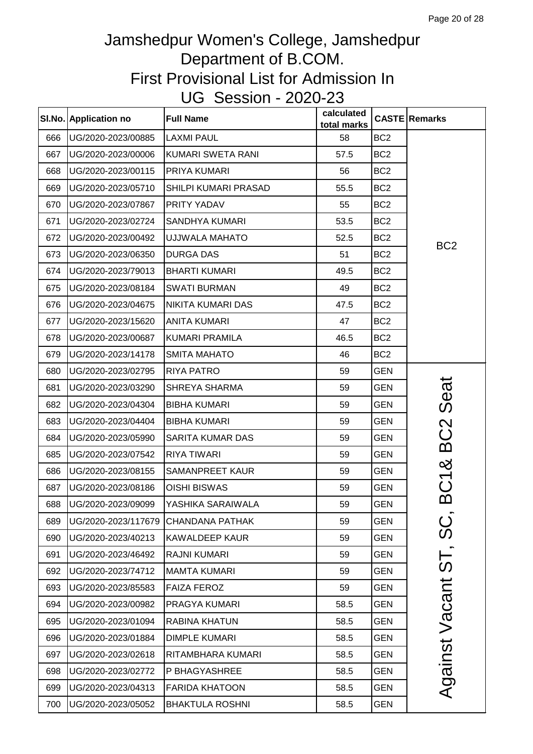# Jamshedpur Women's College, Jamshedpur
# Department of B.COM.
# First Provisional List for Admission In
# UG Session - 2020-23

| Sl.No. | Application no | Full Name | calculated total marks | CASTE | Remarks |
|---|---|---|---|---|---|
| 666 | UG/2020-2023/00885 | LAXMI PAUL | 58 | BC2 | BC2 |
| 667 | UG/2020-2023/00006 | KUMARI SWETA RANI | 57.5 | BC2 | |
| 668 | UG/2020-2023/00115 | PRIYA KUMARI | 56 | BC2 | |
| 669 | UG/2020-2023/05710 | SHILPI KUMARI PRASAD | 55.5 | BC2 | |
| 670 | UG/2020-2023/07867 | PRITY YADAV | 55 | BC2 | |
| 671 | UG/2020-2023/02724 | SANDHYA KUMARI | 53.5 | BC2 | |
| 672 | UG/2020-2023/00492 | UJJWALA MAHATO | 52.5 | BC2 | |
| 673 | UG/2020-2023/06350 | DURGA DAS | 51 | BC2 | |
| 674 | UG/2020-2023/79013 | BHARTI KUMARI | 49.5 | BC2 | |
| 675 | UG/2020-2023/08184 | SWATI BURMAN | 49 | BC2 | |
| 676 | UG/2020-2023/04675 | NIKITA KUMARI DAS | 47.5 | BC2 | |
| 677 | UG/2020-2023/15620 | ANITA KUMARI | 47 | BC2 | |
| 678 | UG/2020-2023/00687 | KUMARI PRAMILA | 46.5 | BC2 | |
| 679 | UG/2020-2023/14178 | SMITA MAHATO | 46 | BC2 | |
| 680 | UG/2020-2023/02795 | RIYA PATRO | 59 | GEN | Against Vacant ST, SC, BC1& BC2 Seat |
| 681 | UG/2020-2023/03290 | SHREYA SHARMA | 59 | GEN | |
| 682 | UG/2020-2023/04304 | BIBHA KUMARI | 59 | GEN | |
| 683 | UG/2020-2023/04404 | BIBHA KUMARI | 59 | GEN | |
| 684 | UG/2020-2023/05990 | SARITA KUMAR DAS | 59 | GEN | |
| 685 | UG/2020-2023/07542 | RIYA TIWARI | 59 | GEN | |
| 686 | UG/2020-2023/08155 | SAMANPREET KAUR | 59 | GEN | |
| 687 | UG/2020-2023/08186 | OISHI BISWAS | 59 | GEN | |
| 688 | UG/2020-2023/09099 | YASHIKA SARAIWALA | 59 | GEN | |
| 689 | UG/2020-2023/117679 | CHANDANA PATHAK | 59 | GEN | |
| 690 | UG/2020-2023/40213 | KAWALDEEP KAUR | 59 | GEN | |
| 691 | UG/2020-2023/46492 | RAJNI KUMARI | 59 | GEN | |
| 692 | UG/2020-2023/74712 | MAMTA KUMARI | 59 | GEN | |
| 693 | UG/2020-2023/85583 | FAIZA FEROZ | 59 | GEN | |
| 694 | UG/2020-2023/00982 | PRAGYA KUMARI | 58.5 | GEN | |
| 695 | UG/2020-2023/01094 | RABINA KHATUN | 58.5 | GEN | |
| 696 | UG/2020-2023/01884 | DIMPLE KUMARI | 58.5 | GEN | |
| 697 | UG/2020-2023/02618 | RITAMBHARA KUMARI | 58.5 | GEN | |
| 698 | UG/2020-2023/02772 | P BHAGYASHREE | 58.5 | GEN | |
| 699 | UG/2020-2023/04313 | FARIDA KHATOON | 58.5 | GEN | |
| 700 | UG/2020-2023/05052 | BHAKTULA ROSHNI | 58.5 | GEN | |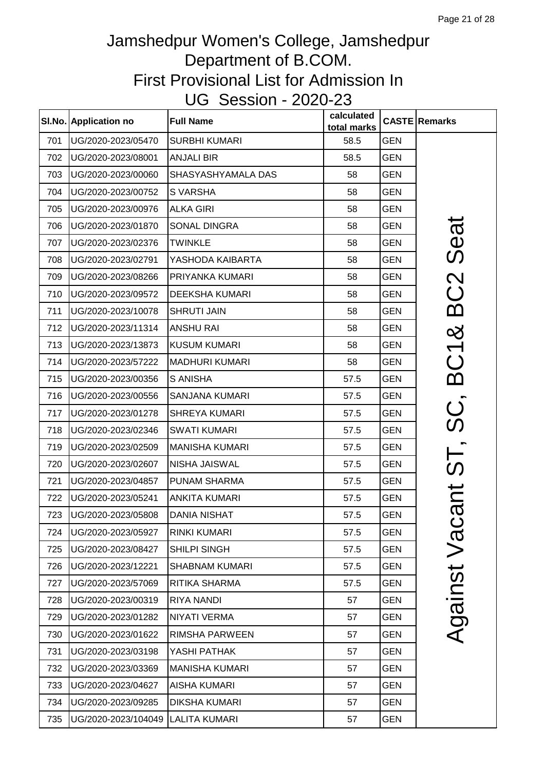# Jamshedpur Women's College, Jamshedpur
## Department of B.COM.
## First Provisional List for Admission In
## UG Session - 2020-23

| Sl.No. | Application no | Full Name | calculated total marks | CASTE | Remarks |
|---|---|---|---|---|---|
| 701 | UG/2020-2023/05470 | SURBHI KUMARI | 58.5 | GEN | Against Vacant ST, SC, BC1& BC2 Seat |
| 702 | UG/2020-2023/08001 | ANJALI BIR | 58.5 | GEN | |
| 703 | UG/2020-2023/00060 | SHASYASHYAMALA DAS | 58 | GEN | |
| 704 | UG/2020-2023/00752 | S VARSHA | 58 | GEN | |
| 705 | UG/2020-2023/00976 | ALKA GIRI | 58 | GEN | |
| 706 | UG/2020-2023/01870 | SONAL DINGRA | 58 | GEN | |
| 707 | UG/2020-2023/02376 | TWINKLE | 58 | GEN | |
| 708 | UG/2020-2023/02791 | YASHODA KAIBARTA | 58 | GEN | |
| 709 | UG/2020-2023/08266 | PRIYANKA KUMARI | 58 | GEN | |
| 710 | UG/2020-2023/09572 | DEEKSHA KUMARI | 58 | GEN | |
| 711 | UG/2020-2023/10078 | SHRUTI JAIN | 58 | GEN | |
| 712 | UG/2020-2023/11314 | ANSHU RAI | 58 | GEN | |
| 713 | UG/2020-2023/13873 | KUSUM KUMARI | 58 | GEN | |
| 714 | UG/2020-2023/57222 | MADHURI KUMARI | 58 | GEN | |
| 715 | UG/2020-2023/00356 | S ANISHA | 57.5 | GEN | |
| 716 | UG/2020-2023/00556 | SANJANA KUMARI | 57.5 | GEN | |
| 717 | UG/2020-2023/01278 | SHREYA KUMARI | 57.5 | GEN | |
| 718 | UG/2020-2023/02346 | SWATI KUMARI | 57.5 | GEN | |
| 719 | UG/2020-2023/02509 | MANISHA KUMARI | 57.5 | GEN | |
| 720 | UG/2020-2023/02607 | NISHA JAISWAL | 57.5 | GEN | |
| 721 | UG/2020-2023/04857 | PUNAM SHARMA | 57.5 | GEN | |
| 722 | UG/2020-2023/05241 | ANKITA KUMARI | 57.5 | GEN | |
| 723 | UG/2020-2023/05808 | DANIA NISHAT | 57.5 | GEN | |
| 724 | UG/2020-2023/05927 | RINKI KUMARI | 57.5 | GEN | |
| 725 | UG/2020-2023/08427 | SHILPI SINGH | 57.5 | GEN | |
| 726 | UG/2020-2023/12221 | SHABNAM KUMARI | 57.5 | GEN | |
| 727 | UG/2020-2023/57069 | RITIKA SHARMA | 57.5 | GEN | |
| 728 | UG/2020-2023/00319 | RIYA NANDI | 57 | GEN | |
| 729 | UG/2020-2023/01282 | NIYATI VERMA | 57 | GEN | |
| 730 | UG/2020-2023/01622 | RIMSHA PARWEEN | 57 | GEN | |
| 731 | UG/2020-2023/03198 | YASHI PATHAK | 57 | GEN | |
| 732 | UG/2020-2023/03369 | MANISHA KUMARI | 57 | GEN | |
| 733 | UG/2020-2023/04627 | AISHA KUMARI | 57 | GEN | |
| 734 | UG/2020-2023/09285 | DIKSHA KUMARI | 57 | GEN | |
| 735 | UG/2020-2023/104049 | LALITA KUMARI | 57 | GEN | |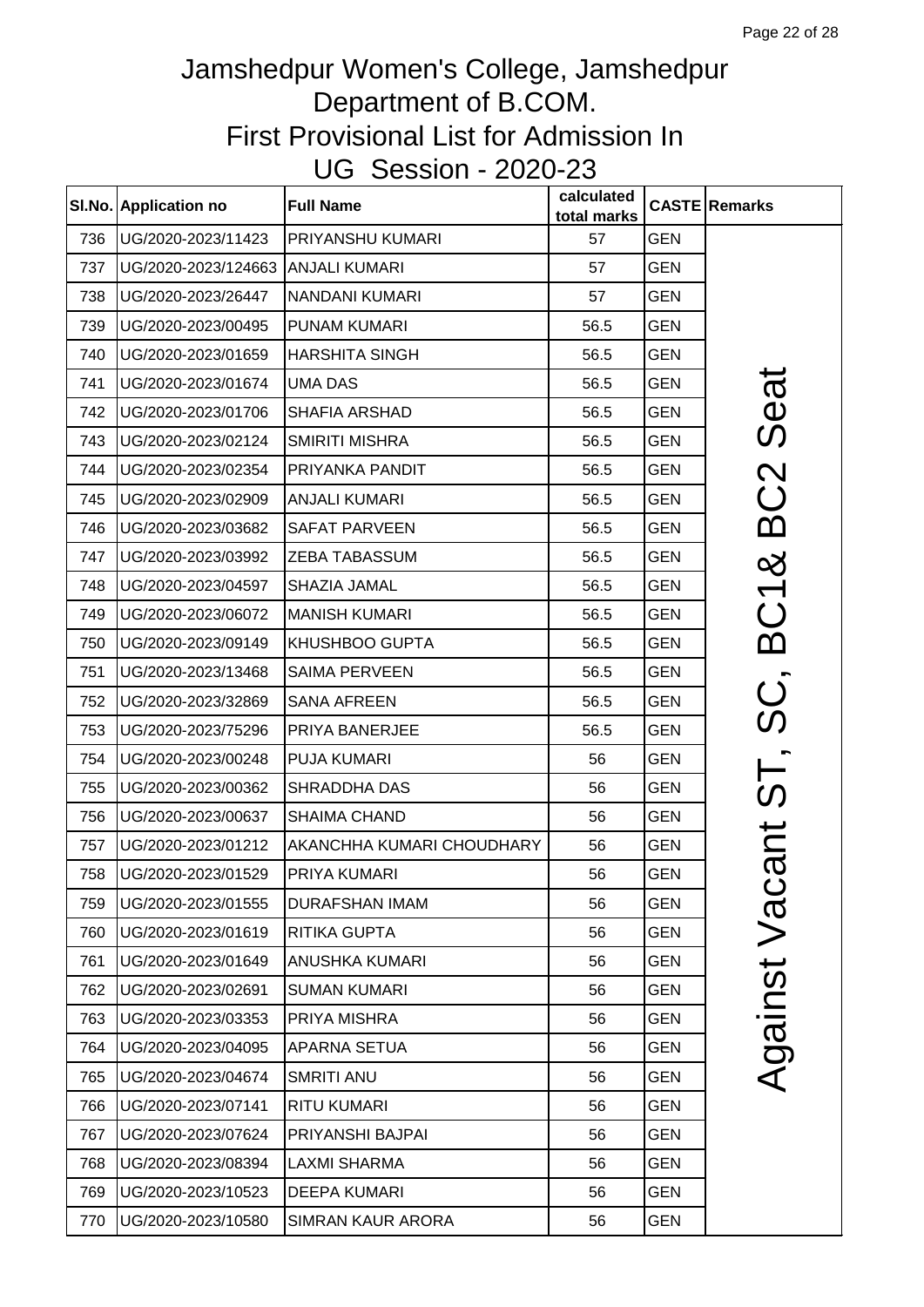# Jamshedpur Women's College, Jamshedpur
## Department of B.COM.
## First Provisional List for Admission In
## UG Session - 2020-23

| Sl.No. | Application no | Full Name | calculated total marks | CASTE | Remarks |
|---|---|---|---|---|---|
| 736 | UG/2020-2023/11423 | PRIYANSHU KUMARI | 57 | GEN | Against Vacant ST, SC, BC1& BC2 Seat |
| 737 | UG/2020-2023/124663 | ANJALI KUMARI | 57 | GEN | |
| 738 | UG/2020-2023/26447 | NANDANI KUMARI | 57 | GEN | |
| 739 | UG/2020-2023/00495 | PUNAM KUMARI | 56.5 | GEN | |
| 740 | UG/2020-2023/01659 | HARSHITA SINGH | 56.5 | GEN | |
| 741 | UG/2020-2023/01674 | UMA DAS | 56.5 | GEN | |
| 742 | UG/2020-2023/01706 | SHAFIA ARSHAD | 56.5 | GEN | |
| 743 | UG/2020-2023/02124 | SMIRITI MISHRA | 56.5 | GEN | |
| 744 | UG/2020-2023/02354 | PRIYANKA PANDIT | 56.5 | GEN | |
| 745 | UG/2020-2023/02909 | ANJALI KUMARI | 56.5 | GEN | |
| 746 | UG/2020-2023/03682 | SAFAT PARVEEN | 56.5 | GEN | |
| 747 | UG/2020-2023/03992 | ZEBA TABASSUM | 56.5 | GEN | |
| 748 | UG/2020-2023/04597 | SHAZIA JAMAL | 56.5 | GEN | |
| 749 | UG/2020-2023/06072 | MANISH KUMARI | 56.5 | GEN | |
| 750 | UG/2020-2023/09149 | KHUSHBOO GUPTA | 56.5 | GEN | |
| 751 | UG/2020-2023/13468 | SAIMA PERVEEN | 56.5 | GEN | |
| 752 | UG/2020-2023/32869 | SANA AFREEN | 56.5 | GEN | |
| 753 | UG/2020-2023/75296 | PRIYA BANERJEE | 56.5 | GEN | |
| 754 | UG/2020-2023/00248 | PUJA KUMARI | 56 | GEN | |
| 755 | UG/2020-2023/00362 | SHRADDHA DAS | 56 | GEN | |
| 756 | UG/2020-2023/00637 | SHAIMA CHAND | 56 | GEN | |
| 757 | UG/2020-2023/01212 | AKANCHHA KUMARI CHOUDHARY | 56 | GEN | |
| 758 | UG/2020-2023/01529 | PRIYA KUMARI | 56 | GEN | |
| 759 | UG/2020-2023/01555 | DURAFSHAN IMAM | 56 | GEN | |
| 760 | UG/2020-2023/01619 | RITIKA GUPTA | 56 | GEN | |
| 761 | UG/2020-2023/01649 | ANUSHKA KUMARI | 56 | GEN | |
| 762 | UG/2020-2023/02691 | SUMAN KUMARI | 56 | GEN | |
| 763 | UG/2020-2023/03353 | PRIYA MISHRA | 56 | GEN | |
| 764 | UG/2020-2023/04095 | APARNA SETUA | 56 | GEN | |
| 765 | UG/2020-2023/04674 | SMRITI ANU | 56 | GEN | |
| 766 | UG/2020-2023/07141 | RITU KUMARI | 56 | GEN | |
| 767 | UG/2020-2023/07624 | PRIYANSHI BAJPAI | 56 | GEN | |
| 768 | UG/2020-2023/08394 | LAXMI SHARMA | 56 | GEN | |
| 769 | UG/2020-2023/10523 | DEEPA KUMARI | 56 | GEN | |
| 770 | UG/2020-2023/10580 | SIMRAN KAUR ARORA | 56 | GEN | |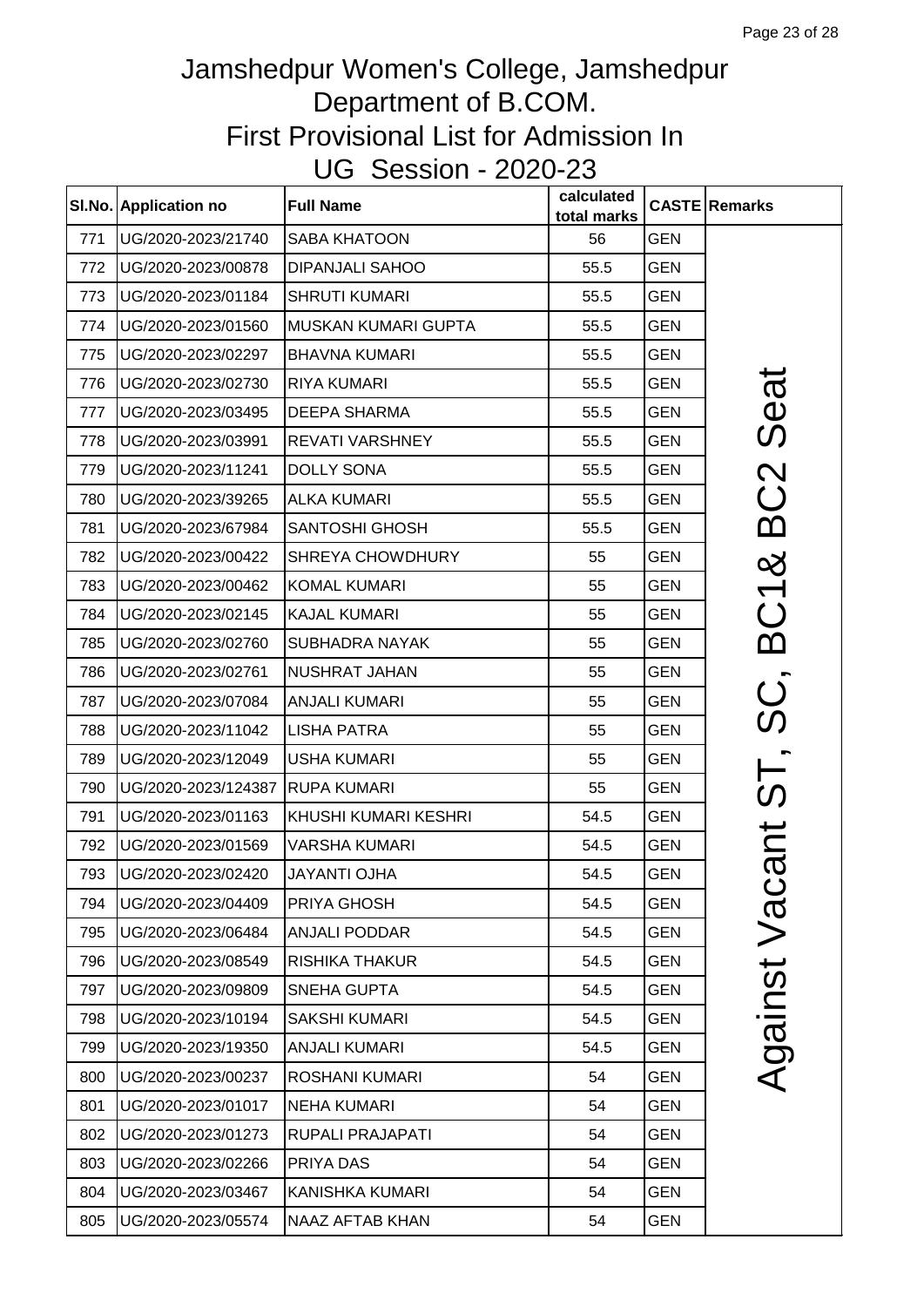# Jamshedpur Women's College, Jamshedpur
## Department of B.COM.
## First Provisional List for Admission In
## UG Session - 2020-23

| Sl.No. | Application no | Full Name | calculated total marks | CASTE | Remarks |
|---|---|---|---|---|---|
| 771 | UG/2020-2023/21740 | SABA KHATOON | 56 | GEN | Against Vacant ST, SC, BC1& BC2 Seat |
| 772 | UG/2020-2023/00878 | DIPANJALI SAHOO | 55.5 | GEN | |
| 773 | UG/2020-2023/01184 | SHRUTI KUMARI | 55.5 | GEN | |
| 774 | UG/2020-2023/01560 | MUSKAN KUMARI GUPTA | 55.5 | GEN | |
| 775 | UG/2020-2023/02297 | BHAVNA KUMARI | 55.5 | GEN | |
| 776 | UG/2020-2023/02730 | RIYA KUMARI | 55.5 | GEN | |
| 777 | UG/2020-2023/03495 | DEEPA SHARMA | 55.5 | GEN | |
| 778 | UG/2020-2023/03991 | REVATI VARSHNEY | 55.5 | GEN | |
| 779 | UG/2020-2023/11241 | DOLLY SONA | 55.5 | GEN | |
| 780 | UG/2020-2023/39265 | ALKA KUMARI | 55.5 | GEN | |
| 781 | UG/2020-2023/67984 | SANTOSHI GHOSH | 55.5 | GEN | |
| 782 | UG/2020-2023/00422 | SHREYA CHOWDHURY | 55 | GEN | |
| 783 | UG/2020-2023/00462 | KOMAL KUMARI | 55 | GEN | |
| 784 | UG/2020-2023/02145 | KAJAL KUMARI | 55 | GEN | |
| 785 | UG/2020-2023/02760 | SUBHADRA NAYAK | 55 | GEN | |
| 786 | UG/2020-2023/02761 | NUSHRAT JAHAN | 55 | GEN | |
| 787 | UG/2020-2023/07084 | ANJALI KUMARI | 55 | GEN | |
| 788 | UG/2020-2023/11042 | LISHA PATRA | 55 | GEN | |
| 789 | UG/2020-2023/12049 | USHA KUMARI | 55 | GEN | |
| 790 | UG/2020-2023/124387 | RUPA KUMARI | 55 | GEN | |
| 791 | UG/2020-2023/01163 | KHUSHI KUMARI KESHRI | 54.5 | GEN | |
| 792 | UG/2020-2023/01569 | VARSHA KUMARI | 54.5 | GEN | |
| 793 | UG/2020-2023/02420 | JAYANTI OJHA | 54.5 | GEN | |
| 794 | UG/2020-2023/04409 | PRIYA GHOSH | 54.5 | GEN | |
| 795 | UG/2020-2023/06484 | ANJALI PODDAR | 54.5 | GEN | |
| 796 | UG/2020-2023/08549 | RISHIKA THAKUR | 54.5 | GEN | |
| 797 | UG/2020-2023/09809 | SNEHA GUPTA | 54.5 | GEN | |
| 798 | UG/2020-2023/10194 | SAKSHI KUMARI | 54.5 | GEN | |
| 799 | UG/2020-2023/19350 | ANJALI KUMARI | 54.5 | GEN | |
| 800 | UG/2020-2023/00237 | ROSHANI KUMARI | 54 | GEN | |
| 801 | UG/2020-2023/01017 | NEHA KUMARI | 54 | GEN | |
| 802 | UG/2020-2023/01273 | RUPALI PRAJAPATI | 54 | GEN | |
| 803 | UG/2020-2023/02266 | PRIYA DAS | 54 | GEN | |
| 804 | UG/2020-2023/03467 | KANISHKA KUMARI | 54 | GEN | |
| 805 | UG/2020-2023/05574 | NAAZ AFTAB KHAN | 54 | GEN | |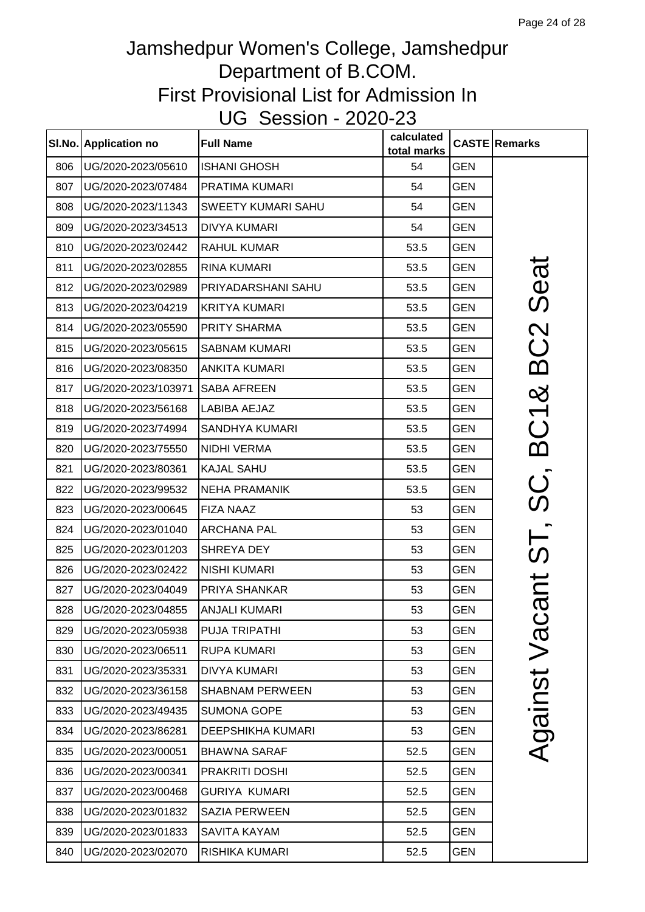# Jamshedpur Women's College, Jamshedpur
## Department of B.COM.
## First Provisional List for Admission In
## UG Session - 2020-23

| Sl.No. | Application no | Full Name | calculated total marks | CASTE | Remarks |
|---|---|---|---|---|---|
| 806 | UG/2020-2023/05610 | ISHANI GHOSH | 54 | GEN | Against Vacant ST, SC, BC1& BC2 Seat |
| 807 | UG/2020-2023/07484 | PRATIMA KUMARI | 54 | GEN | |
| 808 | UG/2020-2023/11343 | SWEETY KUMARI SAHU | 54 | GEN | |
| 809 | UG/2020-2023/34513 | DIVYA KUMARI | 54 | GEN | |
| 810 | UG/2020-2023/02442 | RAHUL KUMAR | 53.5 | GEN | |
| 811 | UG/2020-2023/02855 | RINA KUMARI | 53.5 | GEN | |
| 812 | UG/2020-2023/02989 | PRIYADARSHANI SAHU | 53.5 | GEN | |
| 813 | UG/2020-2023/04219 | KRITYA KUMARI | 53.5 | GEN | |
| 814 | UG/2020-2023/05590 | PRITY SHARMA | 53.5 | GEN | |
| 815 | UG/2020-2023/05615 | SABNAM KUMARI | 53.5 | GEN | |
| 816 | UG/2020-2023/08350 | ANKITA KUMARI | 53.5 | GEN | |
| 817 | UG/2020-2023/103971 | SABA AFREEN | 53.5 | GEN | |
| 818 | UG/2020-2023/56168 | LABIBA AEJAZ | 53.5 | GEN | |
| 819 | UG/2020-2023/74994 | SANDHYA KUMARI | 53.5 | GEN | |
| 820 | UG/2020-2023/75550 | NIDHI VERMA | 53.5 | GEN | |
| 821 | UG/2020-2023/80361 | KAJAL SAHU | 53.5 | GEN | |
| 822 | UG/2020-2023/99532 | NEHA PRAMANIK | 53.5 | GEN | |
| 823 | UG/2020-2023/00645 | FIZA NAAZ | 53 | GEN | |
| 824 | UG/2020-2023/01040 | ARCHANA PAL | 53 | GEN | |
| 825 | UG/2020-2023/01203 | SHREYA DEY | 53 | GEN | |
| 826 | UG/2020-2023/02422 | NISHI KUMARI | 53 | GEN | |
| 827 | UG/2020-2023/04049 | PRIYA SHANKAR | 53 | GEN | |
| 828 | UG/2020-2023/04855 | ANJALI KUMARI | 53 | GEN | |
| 829 | UG/2020-2023/05938 | PUJA TRIPATHI | 53 | GEN | |
| 830 | UG/2020-2023/06511 | RUPA KUMARI | 53 | GEN | |
| 831 | UG/2020-2023/35331 | DIVYA KUMARI | 53 | GEN | |
| 832 | UG/2020-2023/36158 | SHABNAM PERWEEN | 53 | GEN | |
| 833 | UG/2020-2023/49435 | SUMONA GOPE | 53 | GEN | |
| 834 | UG/2020-2023/86281 | DEEPSHIKHA KUMARI | 53 | GEN | |
| 835 | UG/2020-2023/00051 | BHAWNA SARAF | 52.5 | GEN | |
| 836 | UG/2020-2023/00341 | PRAKRITI DOSHI | 52.5 | GEN | |
| 837 | UG/2020-2023/00468 | GURIYA KUMARI | 52.5 | GEN | |
| 838 | UG/2020-2023/01832 | SAZIA PERWEEN | 52.5 | GEN | |
| 839 | UG/2020-2023/01833 | SAVITA KAYAM | 52.5 | GEN | |
| 840 | UG/2020-2023/02070 | RISHIKA KUMARI | 52.5 | GEN | |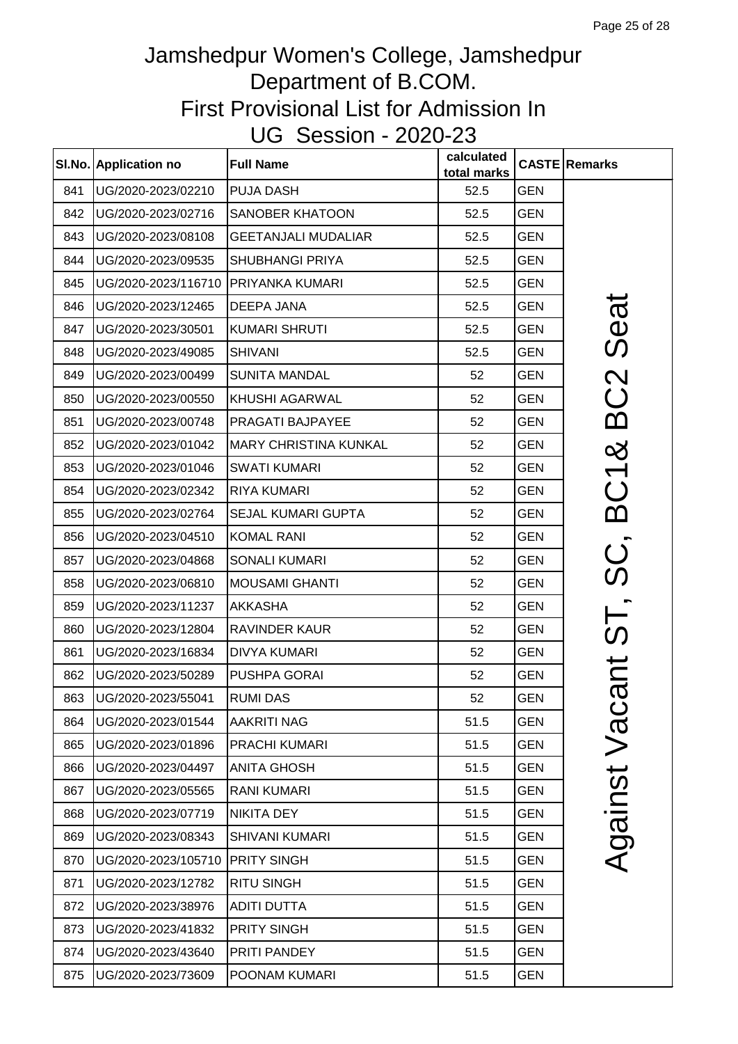# Jamshedpur Women's College, Jamshedpur
## Department of B.COM.
## First Provisional List for Admission In
## UG Session - 2020-23

| Sl.No. | Application no | Full Name | calculated total marks | CASTE | Remarks |
|---|---|---|---|---|---|
| 841 | UG/2020-2023/02210 | PUJA DASH | 52.5 | GEN | Against Vacant ST, SC, BC1& BC2 Seat |
| 842 | UG/2020-2023/02716 | SANOBER KHATOON | 52.5 | GEN | |
| 843 | UG/2020-2023/08108 | GEETANJALI MUDALIAR | 52.5 | GEN | |
| 844 | UG/2020-2023/09535 | SHUBHANGI PRIYA | 52.5 | GEN | |
| 845 | UG/2020-2023/116710 | PRIYANKA KUMARI | 52.5 | GEN | |
| 846 | UG/2020-2023/12465 | DEEPA JANA | 52.5 | GEN | |
| 847 | UG/2020-2023/30501 | KUMARI SHRUTI | 52.5 | GEN | |
| 848 | UG/2020-2023/49085 | SHIVANI | 52.5 | GEN | |
| 849 | UG/2020-2023/00499 | SUNITA MANDAL | 52 | GEN | |
| 850 | UG/2020-2023/00550 | KHUSHI AGARWAL | 52 | GEN | |
| 851 | UG/2020-2023/00748 | PRAGATI BAJPAYEE | 52 | GEN | |
| 852 | UG/2020-2023/01042 | MARY CHRISTINA KUNKAL | 52 | GEN | |
| 853 | UG/2020-2023/01046 | SWATI KUMARI | 52 | GEN | |
| 854 | UG/2020-2023/02342 | RIYA KUMARI | 52 | GEN | |
| 855 | UG/2020-2023/02764 | SEJAL KUMARI GUPTA | 52 | GEN | |
| 856 | UG/2020-2023/04510 | KOMAL RANI | 52 | GEN | |
| 857 | UG/2020-2023/04868 | SONALI KUMARI | 52 | GEN | |
| 858 | UG/2020-2023/06810 | MOUSAMI GHANTI | 52 | GEN | |
| 859 | UG/2020-2023/11237 | AKKASHA | 52 | GEN | |
| 860 | UG/2020-2023/12804 | RAVINDER KAUR | 52 | GEN | |
| 861 | UG/2020-2023/16834 | DIVYA KUMARI | 52 | GEN | |
| 862 | UG/2020-2023/50289 | PUSHPA GORAI | 52 | GEN | |
| 863 | UG/2020-2023/55041 | RUMI DAS | 52 | GEN | |
| 864 | UG/2020-2023/01544 | AAKRITI NAG | 51.5 | GEN | |
| 865 | UG/2020-2023/01896 | PRACHI KUMARI | 51.5 | GEN | |
| 866 | UG/2020-2023/04497 | ANITA GHOSH | 51.5 | GEN | |
| 867 | UG/2020-2023/05565 | RANI KUMARI | 51.5 | GEN | |
| 868 | UG/2020-2023/07719 | NIKITA DEY | 51.5 | GEN | |
| 869 | UG/2020-2023/08343 | SHIVANI KUMARI | 51.5 | GEN | |
| 870 | UG/2020-2023/105710 | PRITY SINGH | 51.5 | GEN | |
| 871 | UG/2020-2023/12782 | RITU SINGH | 51.5 | GEN | |
| 872 | UG/2020-2023/38976 | ADITI DUTTA | 51.5 | GEN | |
| 873 | UG/2020-2023/41832 | PRITY SINGH | 51.5 | GEN | |
| 874 | UG/2020-2023/43640 | PRITI PANDEY | 51.5 | GEN | |
| 875 | UG/2020-2023/73609 | POONAM KUMARI | 51.5 | GEN | |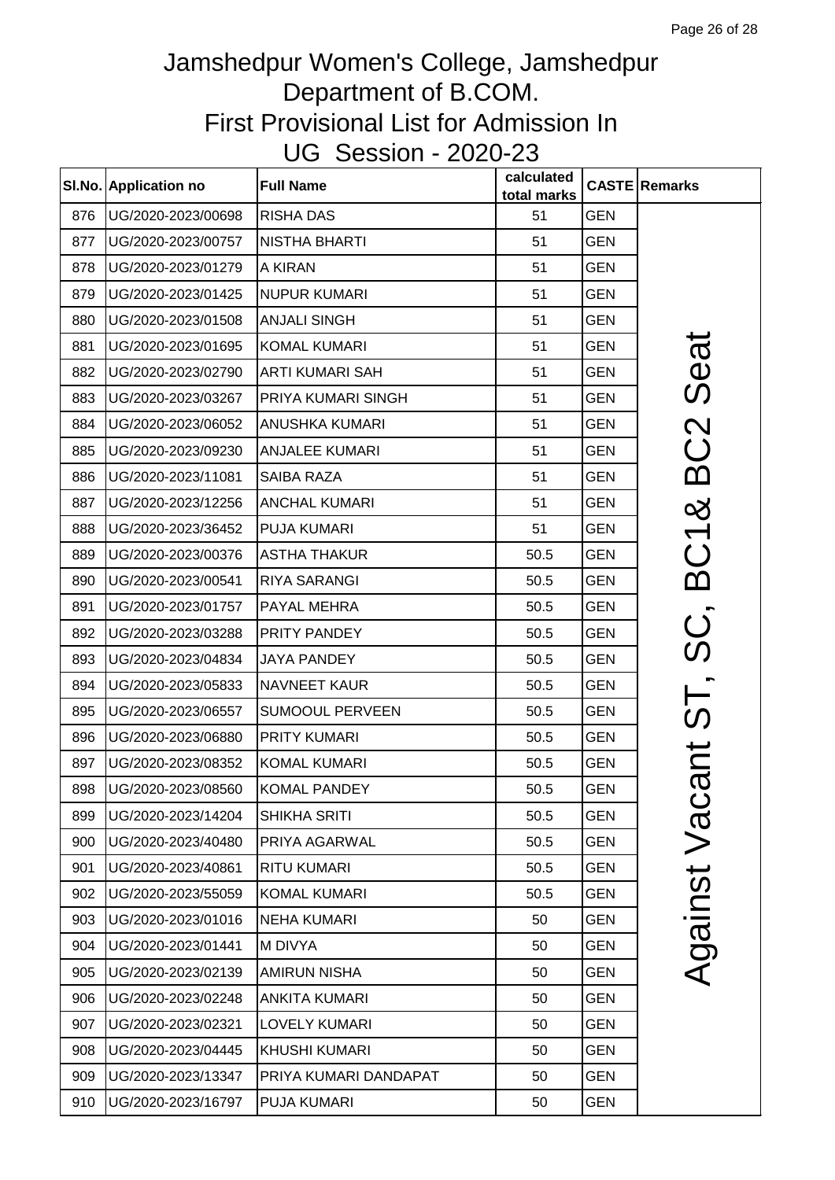# Jamshedpur Women's College, Jamshedpur
## Department of B.COM.
## First Provisional List for Admission In
## UG Session - 2020-23

| Sl.No. | Application no | Full Name | calculated total marks | CASTE | Remarks |
|---|---|---|---|---|---|
| 876 | UG/2020-2023/00698 | RISHA DAS | 51 | GEN | Against Vacant ST, SC, BC1& BC2 Seat |
| 877 | UG/2020-2023/00757 | NISTHA BHARTI | 51 | GEN | |
| 878 | UG/2020-2023/01279 | A KIRAN | 51 | GEN | |
| 879 | UG/2020-2023/01425 | NUPUR KUMARI | 51 | GEN | |
| 880 | UG/2020-2023/01508 | ANJALI SINGH | 51 | GEN | |
| 881 | UG/2020-2023/01695 | KOMAL KUMARI | 51 | GEN | |
| 882 | UG/2020-2023/02790 | ARTI KUMARI SAH | 51 | GEN | |
| 883 | UG/2020-2023/03267 | PRIYA KUMARI SINGH | 51 | GEN | |
| 884 | UG/2020-2023/06052 | ANUSHKA KUMARI | 51 | GEN | |
| 885 | UG/2020-2023/09230 | ANJALEE KUMARI | 51 | GEN | |
| 886 | UG/2020-2023/11081 | SAIBA RAZA | 51 | GEN | |
| 887 | UG/2020-2023/12256 | ANCHAL KUMARI | 51 | GEN | |
| 888 | UG/2020-2023/36452 | PUJA KUMARI | 51 | GEN | |
| 889 | UG/2020-2023/00376 | ASTHA THAKUR | 50.5 | GEN | |
| 890 | UG/2020-2023/00541 | RIYA SARANGI | 50.5 | GEN | |
| 891 | UG/2020-2023/01757 | PAYAL MEHRA | 50.5 | GEN | |
| 892 | UG/2020-2023/03288 | PRITY PANDEY | 50.5 | GEN | |
| 893 | UG/2020-2023/04834 | JAYA PANDEY | 50.5 | GEN | |
| 894 | UG/2020-2023/05833 | NAVNEET KAUR | 50.5 | GEN | |
| 895 | UG/2020-2023/06557 | SUMOOUL PERVEEN | 50.5 | GEN | |
| 896 | UG/2020-2023/06880 | PRITY KUMARI | 50.5 | GEN | |
| 897 | UG/2020-2023/08352 | KOMAL KUMARI | 50.5 | GEN | |
| 898 | UG/2020-2023/08560 | KOMAL PANDEY | 50.5 | GEN | |
| 899 | UG/2020-2023/14204 | SHIKHA SRITI | 50.5 | GEN | |
| 900 | UG/2020-2023/40480 | PRIYA AGARWAL | 50.5 | GEN | |
| 901 | UG/2020-2023/40861 | RITU KUMARI | 50.5 | GEN | |
| 902 | UG/2020-2023/55059 | KOMAL KUMARI | 50.5 | GEN | |
| 903 | UG/2020-2023/01016 | NEHA KUMARI | 50 | GEN | |
| 904 | UG/2020-2023/01441 | M DIVYA | 50 | GEN | |
| 905 | UG/2020-2023/02139 | AMIRUN NISHA | 50 | GEN | |
| 906 | UG/2020-2023/02248 | ANKITA KUMARI | 50 | GEN | |
| 907 | UG/2020-2023/02321 | LOVELY KUMARI | 50 | GEN | |
| 908 | UG/2020-2023/04445 | KHUSHI KUMARI | 50 | GEN | |
| 909 | UG/2020-2023/13347 | PRIYA KUMARI DANDAPAT | 50 | GEN | |
| 910 | UG/2020-2023/16797 | PUJA KUMARI | 50 | GEN | |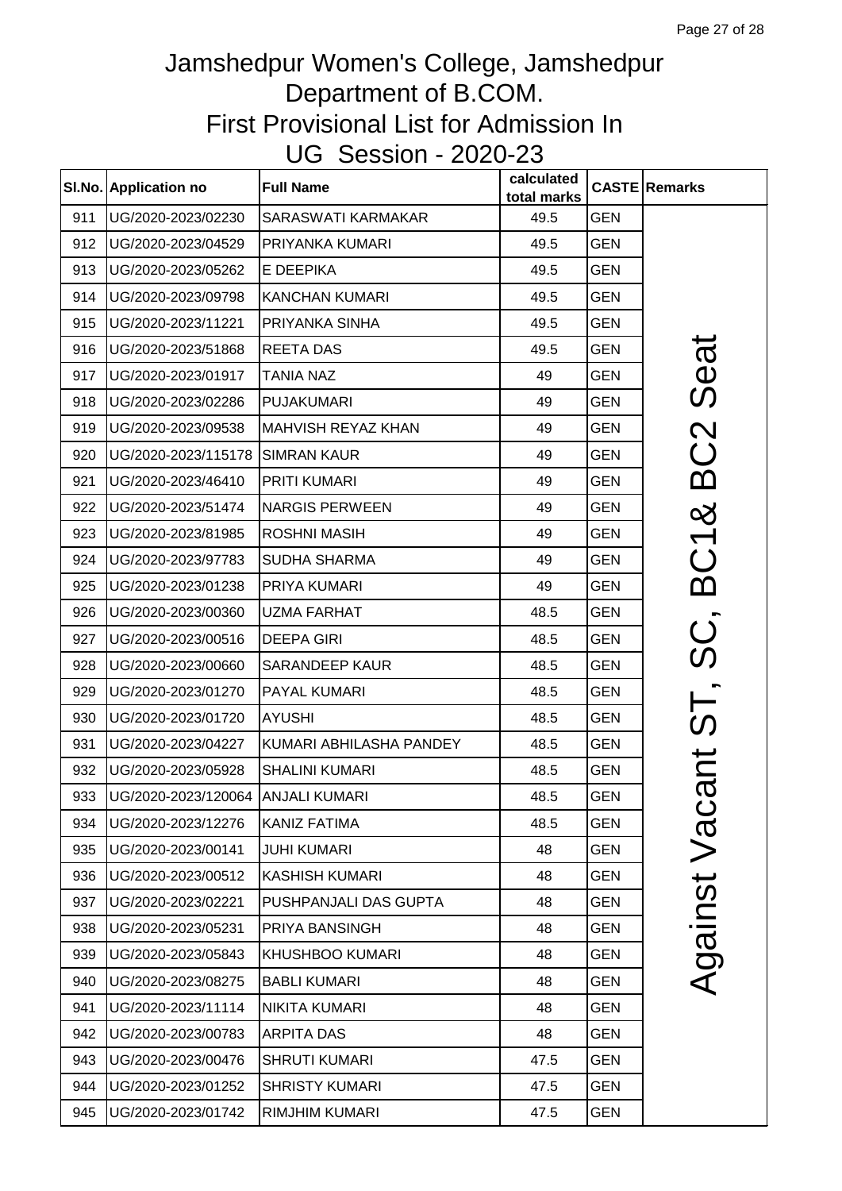# Jamshedpur Women's College, Jamshedpur
## Department of B.COM.
## First Provisional List for Admission In
## UG Session - 2020-23

| Sl.No. | Application no | Full Name | calculated total marks | CASTE | Remarks |
|---|---|---|---|---|---|
| 911 | UG/2020-2023/02230 | SARASWATI KARMAKAR | 49.5 | GEN | Against Vacant ST, SC, BC1& BC2 Seat |
| 912 | UG/2020-2023/04529 | PRIYANKA KUMARI | 49.5 | GEN | |
| 913 | UG/2020-2023/05262 | E DEEPIKA | 49.5 | GEN | |
| 914 | UG/2020-2023/09798 | KANCHAN KUMARI | 49.5 | GEN | |
| 915 | UG/2020-2023/11221 | PRIYANKA SINHA | 49.5 | GEN | |
| 916 | UG/2020-2023/51868 | REETA DAS | 49.5 | GEN | |
| 917 | UG/2020-2023/01917 | TANIA NAZ | 49 | GEN | |
| 918 | UG/2020-2023/02286 | PUJAKUMARI | 49 | GEN | |
| 919 | UG/2020-2023/09538 | MAHVISH REYAZ KHAN | 49 | GEN | |
| 920 | UG/2020-2023/115178 | SIMRAN KAUR | 49 | GEN | |
| 921 | UG/2020-2023/46410 | PRITI KUMARI | 49 | GEN | |
| 922 | UG/2020-2023/51474 | NARGIS PERWEEN | 49 | GEN | |
| 923 | UG/2020-2023/81985 | ROSHNI MASIH | 49 | GEN | |
| 924 | UG/2020-2023/97783 | SUDHA SHARMA | 49 | GEN | |
| 925 | UG/2020-2023/01238 | PRIYA KUMARI | 49 | GEN | |
| 926 | UG/2020-2023/00360 | UZMA FARHAT | 48.5 | GEN | |
| 927 | UG/2020-2023/00516 | DEEPA GIRI | 48.5 | GEN | |
| 928 | UG/2020-2023/00660 | SARANDEEP KAUR | 48.5 | GEN | |
| 929 | UG/2020-2023/01270 | PAYAL KUMARI | 48.5 | GEN | |
| 930 | UG/2020-2023/01720 | AYUSHI | 48.5 | GEN | |
| 931 | UG/2020-2023/04227 | KUMARI ABHILASHA PANDEY | 48.5 | GEN | |
| 932 | UG/2020-2023/05928 | SHALINI KUMARI | 48.5 | GEN | |
| 933 | UG/2020-2023/120064 | ANJALI KUMARI | 48.5 | GEN | |
| 934 | UG/2020-2023/12276 | KANIZ FATIMA | 48.5 | GEN | |
| 935 | UG/2020-2023/00141 | JUHI KUMARI | 48 | GEN | |
| 936 | UG/2020-2023/00512 | KASHISH KUMARI | 48 | GEN | |
| 937 | UG/2020-2023/02221 | PUSHPANJALI DAS GUPTA | 48 | GEN | |
| 938 | UG/2020-2023/05231 | PRIYA BANSINGH | 48 | GEN | |
| 939 | UG/2020-2023/05843 | KHUSHBOO KUMARI | 48 | GEN | |
| 940 | UG/2020-2023/08275 | BABLI KUMARI | 48 | GEN | |
| 941 | UG/2020-2023/11114 | NIKITA KUMARI | 48 | GEN | |
| 942 | UG/2020-2023/00783 | ARPITA DAS | 48 | GEN | |
| 943 | UG/2020-2023/00476 | SHRUTI KUMARI | 47.5 | GEN | |
| 944 | UG/2020-2023/01252 | SHRISTY KUMARI | 47.5 | GEN | |
| 945 | UG/2020-2023/01742 | RIMJHIM KUMARI | 47.5 | GEN | |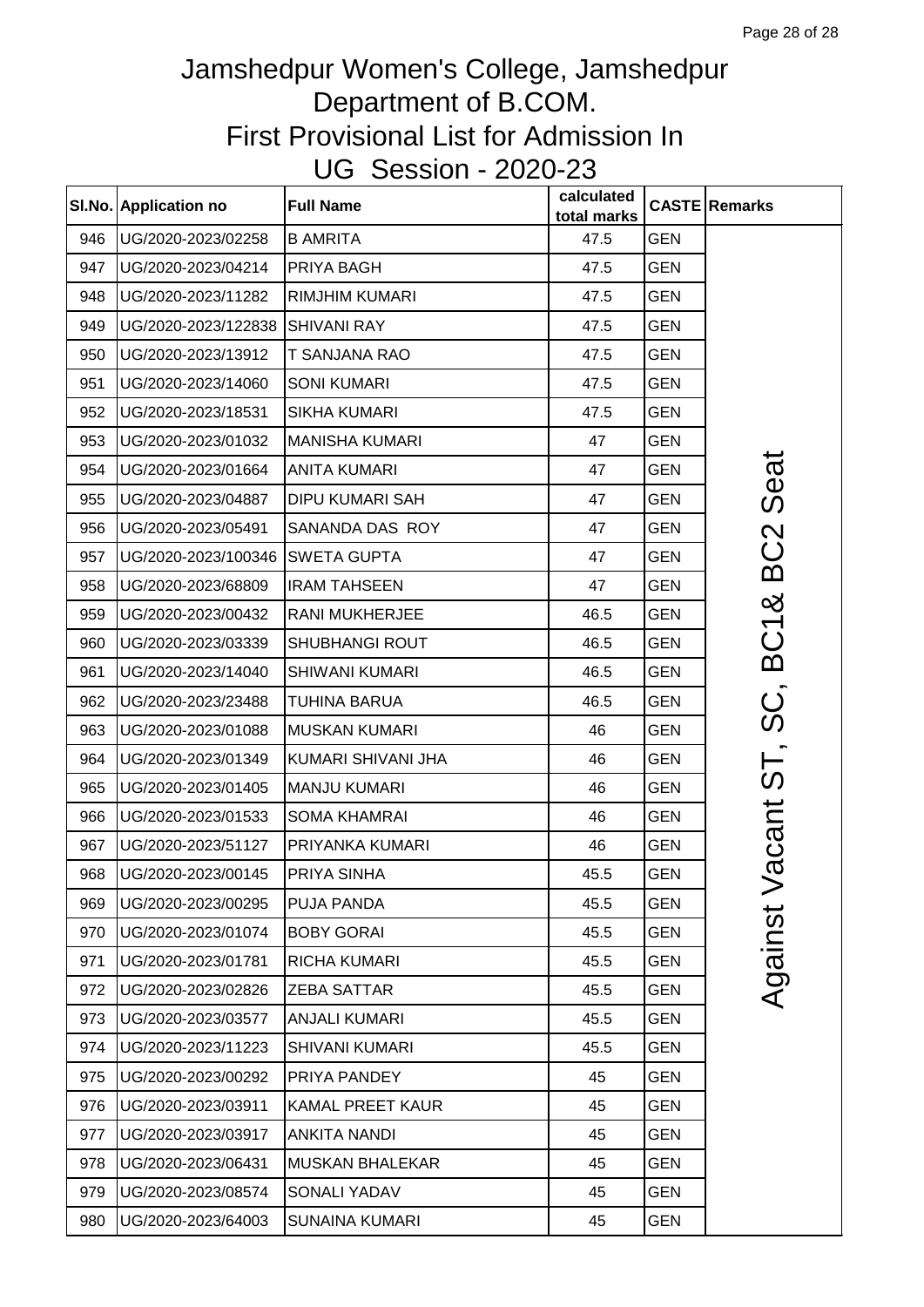# Jamshedpur Women's College, Jamshedpur
# Department of B.COM.
# First Provisional List for Admission In
# UG Session - 2020-23

| Sl.No. | Application no | Full Name | calculated total marks | CASTE | Remarks |
|---|---|---|---|---|---|
| 946 | UG/2020-2023/02258 | B AMRITA | 47.5 | GEN | Against Vacant ST, SC, BC1& BC2 Seat |
| 947 | UG/2020-2023/04214 | PRIYA BAGH | 47.5 | GEN | |
| 948 | UG/2020-2023/11282 | RIMJHIM KUMARI | 47.5 | GEN | |
| 949 | UG/2020-2023/122838 | SHIVANI RAY | 47.5 | GEN | |
| 950 | UG/2020-2023/13912 | T SANJANA RAO | 47.5 | GEN | |
| 951 | UG/2020-2023/14060 | SONI KUMARI | 47.5 | GEN | |
| 952 | UG/2020-2023/18531 | SIKHA KUMARI | 47.5 | GEN | |
| 953 | UG/2020-2023/01032 | MANISHA KUMARI | 47 | GEN | |
| 954 | UG/2020-2023/01664 | ANITA KUMARI | 47 | GEN | |
| 955 | UG/2020-2023/04887 | DIPU KUMARI SAH | 47 | GEN | |
| 956 | UG/2020-2023/05491 | SANANDA DAS ROY | 47 | GEN | |
| 957 | UG/2020-2023/100346 | SWETA GUPTA | 47 | GEN | |
| 958 | UG/2020-2023/68809 | IRAM TAHSEEN | 47 | GEN | |
| 959 | UG/2020-2023/00432 | RANI MUKHERJEE | 46.5 | GEN | |
| 960 | UG/2020-2023/03339 | SHUBHANGI ROUT | 46.5 | GEN | |
| 961 | UG/2020-2023/14040 | SHIWANI KUMARI | 46.5 | GEN | |
| 962 | UG/2020-2023/23488 | TUHINA BARUA | 46.5 | GEN | |
| 963 | UG/2020-2023/01088 | MUSKAN KUMARI | 46 | GEN | |
| 964 | UG/2020-2023/01349 | KUMARI SHIVANI JHA | 46 | GEN | |
| 965 | UG/2020-2023/01405 | MANJU KUMARI | 46 | GEN | |
| 966 | UG/2020-2023/01533 | SOMA KHAMRAI | 46 | GEN | |
| 967 | UG/2020-2023/51127 | PRIYANKA KUMARI | 46 | GEN | |
| 968 | UG/2020-2023/00145 | PRIYA SINHA | 45.5 | GEN | |
| 969 | UG/2020-2023/00295 | PUJA PANDA | 45.5 | GEN | |
| 970 | UG/2020-2023/01074 | BOBY GORAI | 45.5 | GEN | |
| 971 | UG/2020-2023/01781 | RICHA KUMARI | 45.5 | GEN | |
| 972 | UG/2020-2023/02826 | ZEBA SATTAR | 45.5 | GEN | |
| 973 | UG/2020-2023/03577 | ANJALI KUMARI | 45.5 | GEN | |
| 974 | UG/2020-2023/11223 | SHIVANI KUMARI | 45.5 | GEN | |
| 975 | UG/2020-2023/00292 | PRIYA PANDEY | 45 | GEN | |
| 976 | UG/2020-2023/03911 | KAMAL PREET KAUR | 45 | GEN | |
| 977 | UG/2020-2023/03917 | ANKITA NANDI | 45 | GEN | |
| 978 | UG/2020-2023/06431 | MUSKAN BHALEKAR | 45 | GEN | |
| 979 | UG/2020-2023/08574 | SONALI YADAV | 45 | GEN | |
| 980 | UG/2020-2023/64003 | SUNAINA KUMARI | 45 | GEN | |